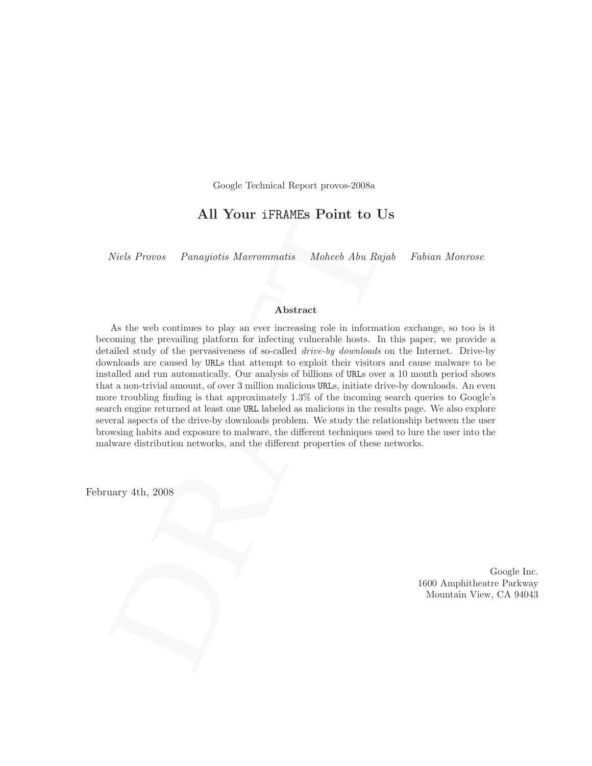Google Technical Report provos-2008a

# All Your iFRAMEs Point to Us

*Niels Provos* *Panayiotis Mavrommatis* *Moheeb Abu Rajab* *Fabian Monrose*

### Abstract

As the web continues to play an ever increasing role in information exchange, so too is it becoming the prevailing platform for infecting vulnerable hosts. In this paper, we provide a detailed study of the pervasiveness of so-called *drive-by downloads* on the Internet. Drive-by downloads are caused by URLs that attempt to exploit their visitors and cause malware to be installed and run automatically. Our analysis of billions of URLs over a 10 month period shows that a non-trivial amount, of over 3 million malicious URLs, initiate drive-by downloads. An even more troubling finding is that approximately 1.3% of the incoming search queries to Google's search engine returned at least one URL labeled as malicious in the results page. We also explore several aspects of the drive-by downloads problem. We study the relationship between the user browsing habits and exposure to malware, the different techniques used to lure the user into the malware distribution networks, and the different properties of these networks.

February 4th, 2008

Google Inc.
1600 Amphitheatre Parkway
Mountain View, CA 94043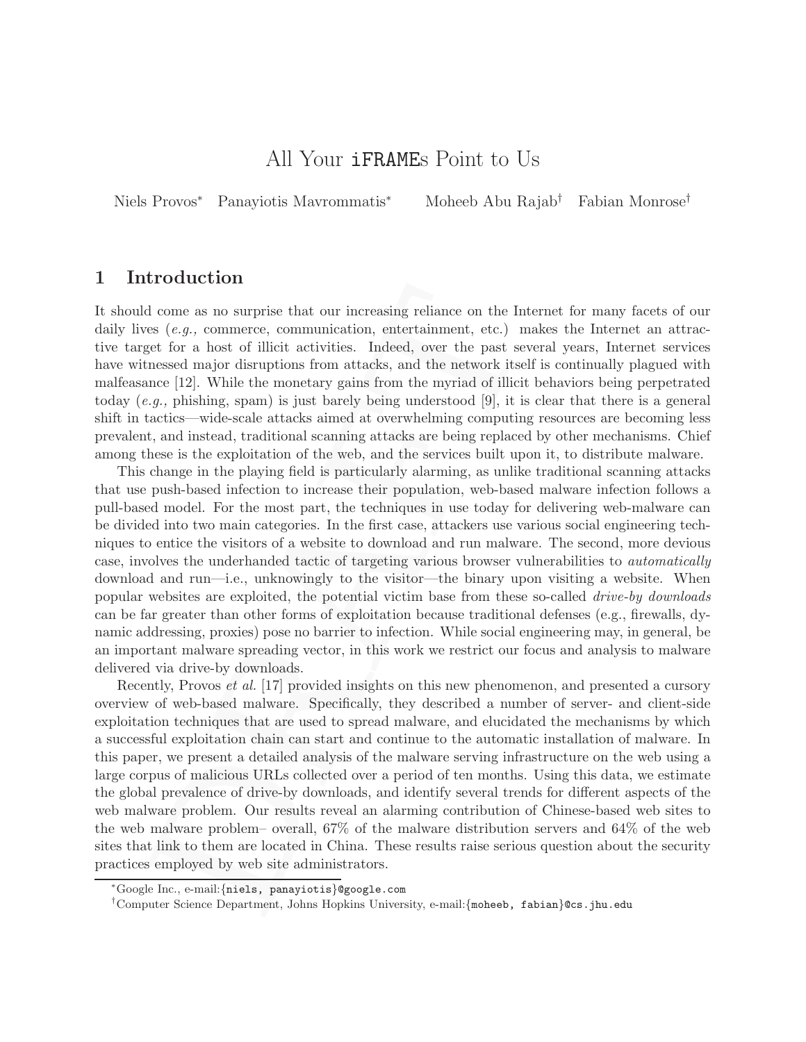# All Your iFRAMEs Point to Us

Niels Provos* Panayiotis Mavrommatis* Moheeb Abu Rajab† Fabian Monrose†

## 1 Introduction

It should come as no surprise that our increasing reliance on the Internet for many facets of our daily lives (*e.g.,* commerce, communication, entertainment, etc.) makes the Internet an attractive target for a host of illicit activities. Indeed, over the past several years, Internet services have witnessed major disruptions from attacks, and the network itself is continually plagued with malfeasance [12]. While the monetary gains from the myriad of illicit behaviors being perpetrated today (*e.g.,* phishing, spam) is just barely being understood [9], it is clear that there is a general shift in tactics—wide-scale attacks aimed at overwhelming computing resources are becoming less prevalent, and instead, traditional scanning attacks are being replaced by other mechanisms. Chief among these is the exploitation of the web, and the services built upon it, to distribute malware.

This change in the playing field is particularly alarming, as unlike traditional scanning attacks that use push-based infection to increase their population, web-based malware infection follows a pull-based model. For the most part, the techniques in use today for delivering web-malware can be divided into two main categories. In the first case, attackers use various social engineering techniques to entice the visitors of a website to download and run malware. The second, more devious case, involves the underhanded tactic of targeting various browser vulnerabilities to *automatically* download and run—i.e., unknowingly to the visitor—the binary upon visiting a website. When popular websites are exploited, the potential victim base from these so-called *drive-by downloads* can be far greater than other forms of exploitation because traditional defenses (e.g., firewalls, dynamic addressing, proxies) pose no barrier to infection. While social engineering may, in general, be an important malware spreading vector, in this work we restrict our focus and analysis to malware delivered via drive-by downloads.

Recently, Provos *et al.* [17] provided insights on this new phenomenon, and presented a cursory overview of web-based malware. Specifically, they described a number of server- and client-side exploitation techniques that are used to spread malware, and elucidated the mechanisms by which a successful exploitation chain can start and continue to the automatic installation of malware. In this paper, we present a detailed analysis of the malware serving infrastructure on the web using a large corpus of malicious URLs collected over a period of ten months. Using this data, we estimate the global prevalence of drive-by downloads, and identify several trends for different aspects of the web malware problem. Our results reveal an alarming contribution of Chinese-based web sites to the web malware problem– overall, 67% of the malware distribution servers and 64% of the web sites that link to them are located in China. These results raise serious question about the security practices employed by web site administrators.

*Google Inc., e-mail:{niels, panayiotis}@google.com

†Computer Science Department, Johns Hopkins University, e-mail:{moheeb, fabian}@cs.jhu.edu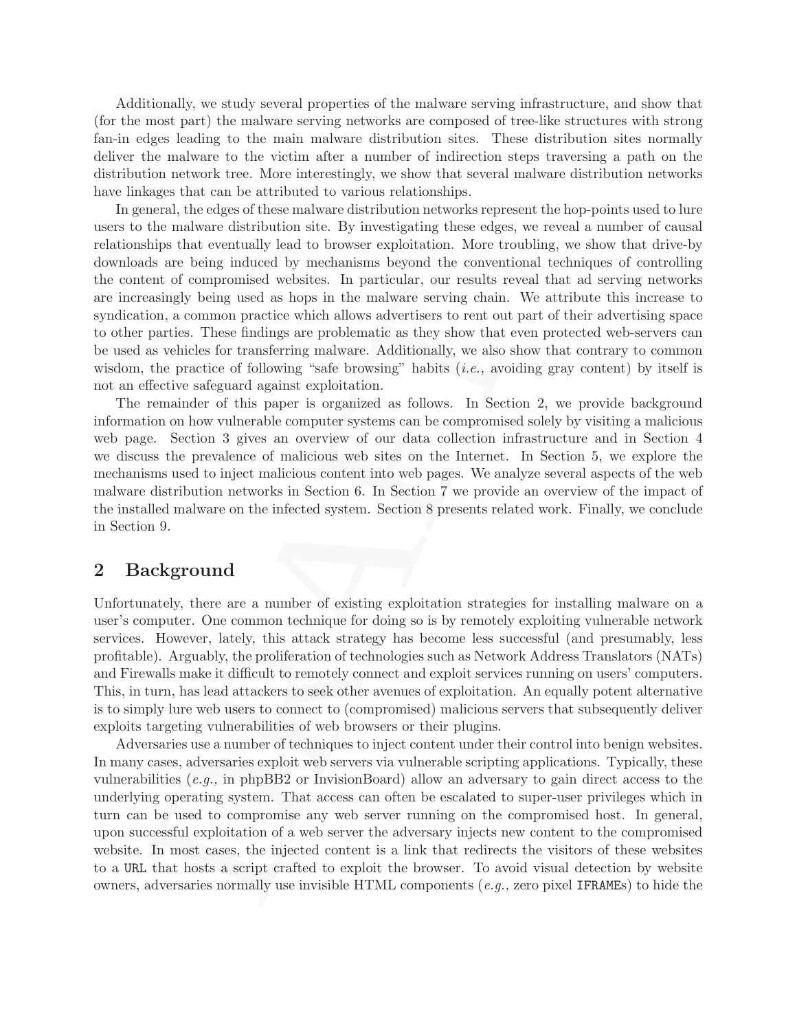Additionally, we study several properties of the malware serving infrastructure, and show that (for the most part) the malware serving networks are composed of tree-like structures with strong fan-in edges leading to the main malware distribution sites. These distribution sites normally deliver the malware to the victim after a number of indirection steps traversing a path on the distribution network tree. More interestingly, we show that several malware distribution networks have linkages that can be attributed to various relationships.

In general, the edges of these malware distribution networks represent the hop-points used to lure users to the malware distribution site. By investigating these edges, we reveal a number of causal relationships that eventually lead to browser exploitation. More troubling, we show that drive-by downloads are being induced by mechanisms beyond the conventional techniques of controlling the content of compromised websites. In particular, our results reveal that ad serving networks are increasingly being used as hops in the malware serving chain. We attribute this increase to syndication, a common practice which allows advertisers to rent out part of their advertising space to other parties. These findings are problematic as they show that even protected web-servers can be used as vehicles for transferring malware. Additionally, we also show that contrary to common wisdom, the practice of following "safe browsing" habits (*i.e.,* avoiding gray content) by itself is not an effective safeguard against exploitation.

The remainder of this paper is organized as follows. In Section 2, we provide background information on how vulnerable computer systems can be compromised solely by visiting a malicious web page. Section 3 gives an overview of our data collection infrastructure and in Section 4 we discuss the prevalence of malicious web sites on the Internet. In Section 5, we explore the mechanisms used to inject malicious content into web pages. We analyze several aspects of the web malware distribution networks in Section 6. In Section 7 we provide an overview of the impact of the installed malware on the infected system. Section 8 presents related work. Finally, we conclude in Section 9.

## 2 Background

Unfortunately, there are a number of existing exploitation strategies for installing malware on a user's computer. One common technique for doing so is by remotely exploiting vulnerable network services. However, lately, this attack strategy has become less successful (and presumably, less profitable). Arguably, the proliferation of technologies such as Network Address Translators (NATs) and Firewalls make it difficult to remotely connect and exploit services running on users' computers. This, in turn, has lead attackers to seek other avenues of exploitation. An equally potent alternative is to simply lure web users to connect to (compromised) malicious servers that subsequently deliver exploits targeting vulnerabilities of web browsers or their plugins.

Adversaries use a number of techniques to inject content under their control into benign websites. In many cases, adversaries exploit web servers via vulnerable scripting applications. Typically, these vulnerabilities (*e.g.,* in phpBB2 or InvisionBoard) allow an adversary to gain direct access to the underlying operating system. That access can often be escalated to super-user privileges which in turn can be used to compromise any web server running on the compromised host. In general, upon successful exploitation of a web server the adversary injects new content to the compromised website. In most cases, the injected content is a link that redirects the visitors of these websites to a `URL` that hosts a script crafted to exploit the browser. To avoid visual detection by website owners, adversaries normally use invisible HTML components (*e.g.,* zero pixel `IFRAME`s) to hide the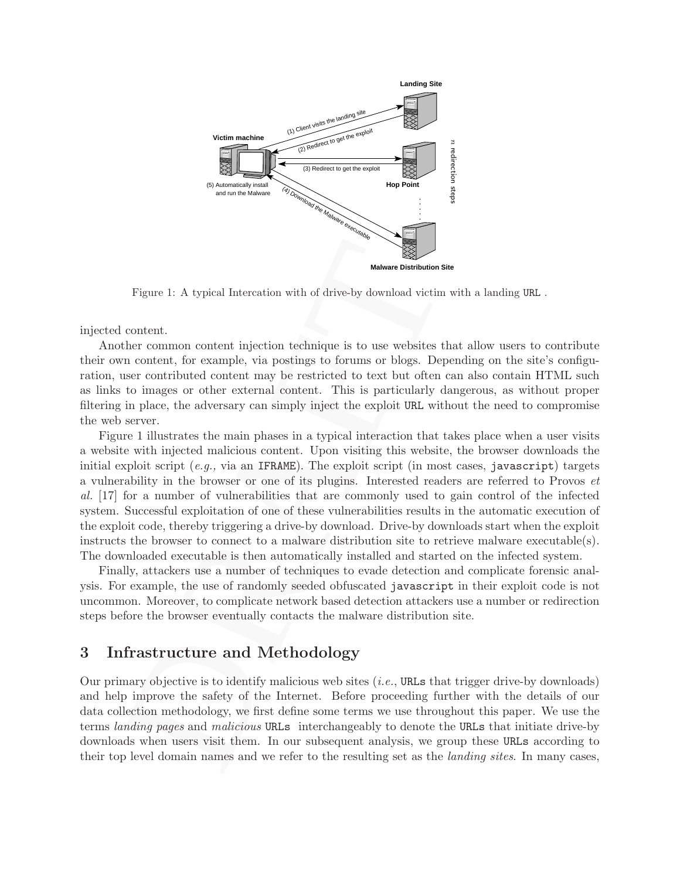Figure 1: A typical Intercation with of drive-by download victim with a landing URL .

injected content.

Another common content injection technique is to use websites that allow users to contribute their own content, for example, via postings to forums or blogs. Depending on the site's configuration, user contributed content may be restricted to text but often can also contain HTML such as links to images or other external content. This is particularly dangerous, as without proper filtering in place, the adversary can simply inject the exploit URL without the need to compromise the web server.

Figure 1 illustrates the main phases in a typical interaction that takes place when a user visits a website with injected malicious content. Upon visiting this website, the browser downloads the initial exploit script (*e.g.,* via an IFRAME). The exploit script (in most cases, javascript) targets a vulnerability in the browser or one of its plugins. Interested readers are referred to Provos *et al.* [17] for a number of vulnerabilities that are commonly used to gain control of the infected system. Successful exploitation of one of these vulnerabilities results in the automatic execution of the exploit code, thereby triggering a drive-by download. Drive-by downloads start when the exploit instructs the browser to connect to a malware distribution site to retrieve malware executable(s). The downloaded executable is then automatically installed and started on the infected system.

Finally, attackers use a number of techniques to evade detection and complicate forensic analysis. For example, the use of randomly seeded obfuscated javascript in their exploit code is not uncommon. Moreover, to complicate network based detection attackers use a number or redirection steps before the browser eventually contacts the malware distribution site.

## 3 Infrastructure and Methodology

Our primary objective is to identify malicious web sites (*i.e.*, URLs that trigger drive-by downloads) and help improve the safety of the Internet. Before proceeding further with the details of our data collection methodology, we first define some terms we use throughout this paper. We use the terms *landing pages* and *malicious* URLs interchangeably to denote the URLs that initiate drive-by downloads when users visit them. In our subsequent analysis, we group these URLs according to their top level domain names and we refer to the resulting set as the *landing sites*. In many cases,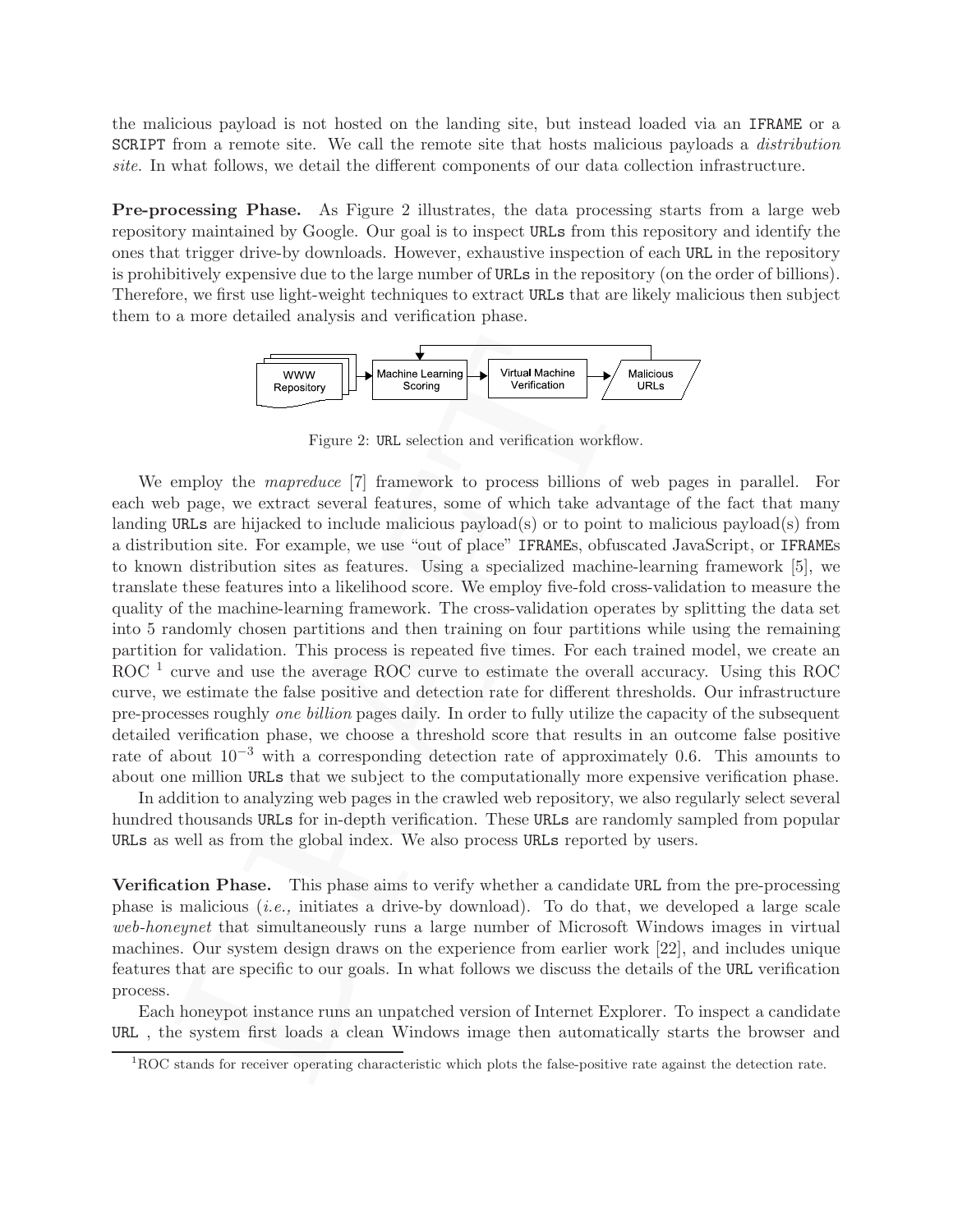the malicious payload is not hosted on the landing site, but instead loaded via an IFRAME or a SCRIPT from a remote site. We call the remote site that hosts malicious payloads a *distribution site*. In what follows, we detail the different components of our data collection infrastructure.

**Pre-processing Phase.** As Figure 2 illustrates, the data processing starts from a large web repository maintained by Google. Our goal is to inspect URLs from this repository and identify the ones that trigger drive-by downloads. However, exhaustive inspection of each URL in the repository is prohibitively expensive due to the large number of URLs in the repository (on the order of billions). Therefore, we first use light-weight techniques to extract URLs that are likely malicious then subject them to a more detailed analysis and verification phase.

WWW Repository → Machine Learning Scoring → Virtual Machine Verification → Malicious URLs

Figure 2: URL selection and verification workflow.

We employ the *mapreduce* [7] framework to process billions of web pages in parallel. For each web page, we extract several features, some of which take advantage of the fact that many landing URLs are hijacked to include malicious payload(s) or to point to malicious payload(s) from a distribution site. For example, we use "out of place" IFRAMEs, obfuscated JavaScript, or IFRAMEs to known distribution sites as features. Using a specialized machine-learning framework [5], we translate these features into a likelihood score. We employ five-fold cross-validation to measure the quality of the machine-learning framework. The cross-validation operates by splitting the data set into 5 randomly chosen partitions and then training on four partitions while using the remaining partition for validation. This process is repeated five times. For each trained model, we create an ROC [1] curve and use the average ROC curve to estimate the overall accuracy. Using this ROC curve, we estimate the false positive and detection rate for different thresholds. Our infrastructure pre-processes roughly *one billion* pages daily. In order to fully utilize the capacity of the subsequent detailed verification phase, we choose a threshold score that results in an outcome false positive rate of about $10^{-3}$ with a corresponding detection rate of approximately 0.6. This amounts to about one million URLs that we subject to the computationally more expensive verification phase.

In addition to analyzing web pages in the crawled web repository, we also regularly select several hundred thousands URLs for in-depth verification. These URLs are randomly sampled from popular URLs as well as from the global index. We also process URLs reported by users.

**Verification Phase.** This phase aims to verify whether a candidate URL from the pre-processing phase is malicious (*i.e.,* initiates a drive-by download). To do that, we developed a large scale *web-honeynet* that simultaneously runs a large number of Microsoft Windows images in virtual machines. Our system design draws on the experience from earlier work [22], and includes unique features that are specific to our goals. In what follows we discuss the details of the URL verification process.

Each honeypot instance runs an unpatched version of Internet Explorer. To inspect a candidate URL , the system first loads a clean Windows image then automatically starts the browser and

[1] ROC stands for receiver operating characteristic which plots the false-positive rate against the detection rate.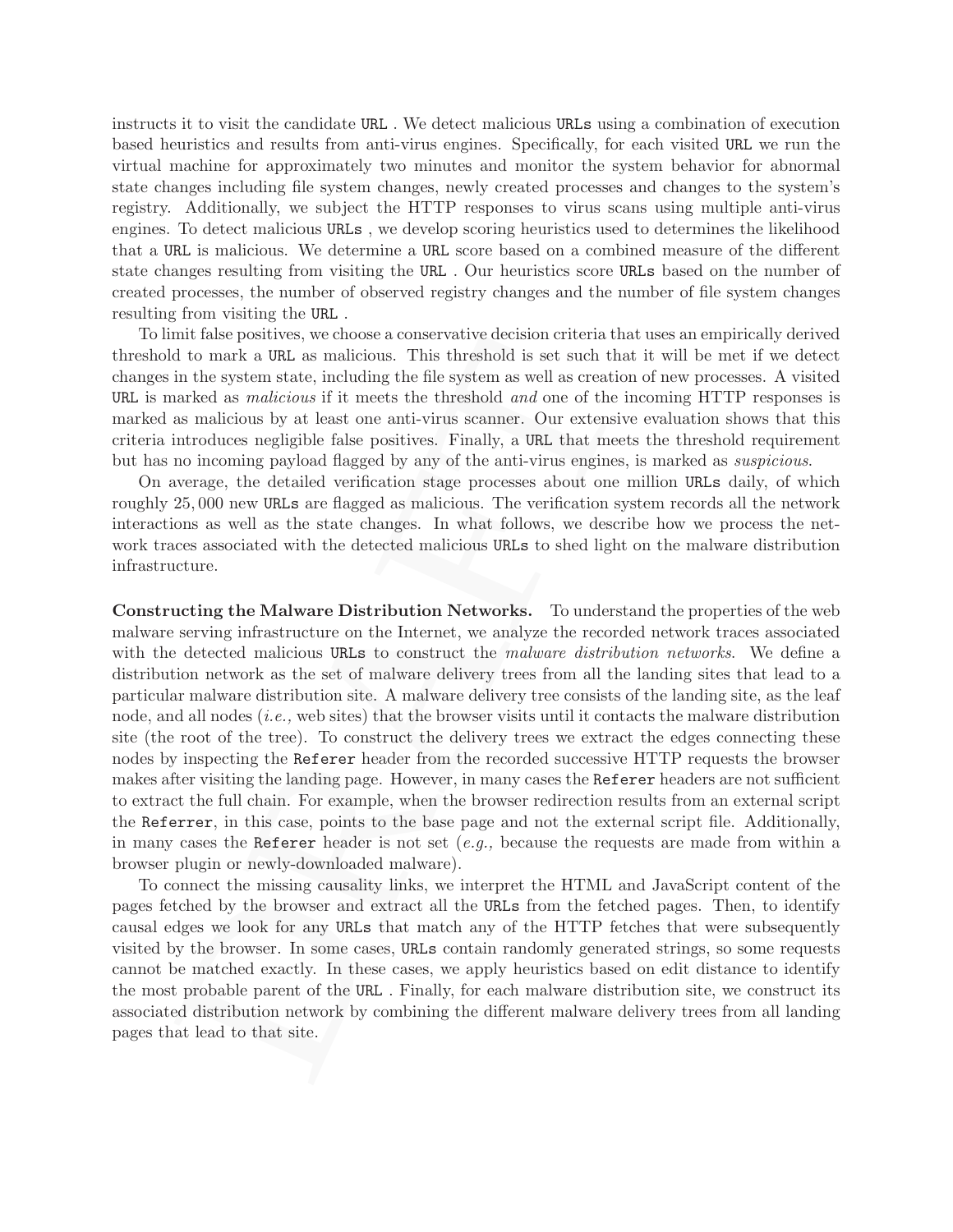instructs it to visit the candidate `URL` . We detect malicious `URLs` using a combination of execution based heuristics and results from anti-virus engines. Specifically, for each visited `URL` we run the virtual machine for approximately two minutes and monitor the system behavior for abnormal state changes including file system changes, newly created processes and changes to the system's registry. Additionally, we subject the HTTP responses to virus scans using multiple anti-virus engines. To detect malicious `URLs` , we develop scoring heuristics used to determines the likelihood that a `URL` is malicious. We determine a `URL` score based on a combined measure of the different state changes resulting from visiting the `URL` . Our heuristics score `URLs` based on the number of created processes, the number of observed registry changes and the number of file system changes resulting from visiting the `URL` .

To limit false positives, we choose a conservative decision criteria that uses an empirically derived threshold to mark a `URL` as malicious. This threshold is set such that it will be met if we detect changes in the system state, including the file system as well as creation of new processes. A visited `URL` is marked as *malicious* if it meets the threshold *and* one of the incoming HTTP responses is marked as malicious by at least one anti-virus scanner. Our extensive evaluation shows that this criteria introduces negligible false positives. Finally, a `URL` that meets the threshold requirement but has no incoming payload flagged by any of the anti-virus engines, is marked as *suspicious*.

On average, the detailed verification stage processes about one million `URLs` daily, of which roughly 25,000 new `URLs` are flagged as malicious. The verification system records all the network interactions as well as the state changes. In what follows, we describe how we process the network traces associated with the detected malicious `URLs` to shed light on the malware distribution infrastructure.

**Constructing the Malware Distribution Networks.** To understand the properties of the web malware serving infrastructure on the Internet, we analyze the recorded network traces associated with the detected malicious `URLs` to construct the *malware distribution networks.* We define a distribution network as the set of malware delivery trees from all the landing sites that lead to a particular malware distribution site. A malware delivery tree consists of the landing site, as the leaf node, and all nodes (*i.e.,* web sites) that the browser visits until it contacts the malware distribution site (the root of the tree). To construct the delivery trees we extract the edges connecting these nodes by inspecting the `Referer` header from the recorded successive HTTP requests the browser makes after visiting the landing page. However, in many cases the `Referer` headers are not sufficient to extract the full chain. For example, when the browser redirection results from an external script the `Referrer`, in this case, points to the base page and not the external script file. Additionally, in many cases the `Referer` header is not set (*e.g.,* because the requests are made from within a browser plugin or newly-downloaded malware).

To connect the missing causality links, we interpret the HTML and JavaScript content of the pages fetched by the browser and extract all the `URLs` from the fetched pages. Then, to identify causal edges we look for any `URLs` that match any of the HTTP fetches that were subsequently visited by the browser. In some cases, `URLs` contain randomly generated strings, so some requests cannot be matched exactly. In these cases, we apply heuristics based on edit distance to identify the most probable parent of the `URL` . Finally, for each malware distribution site, we construct its associated distribution network by combining the different malware delivery trees from all landing pages that lead to that site.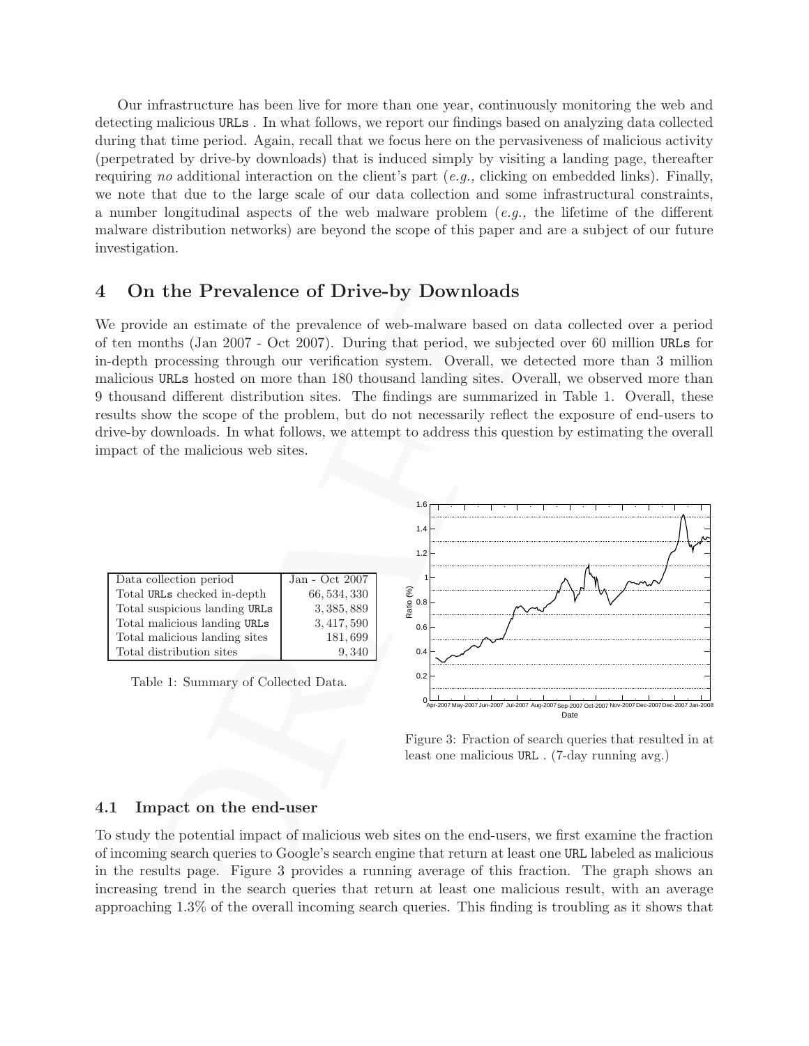Our infrastructure has been live for more than one year, continuously monitoring the web and detecting malicious URLs . In what follows, we report our findings based on analyzing data collected during that time period. Again, recall that we focus here on the pervasiveness of malicious activity (perpetrated by drive-by downloads) that is induced simply by visiting a landing page, thereafter requiring *no* additional interaction on the client's part (*e.g.,* clicking on embedded links). Finally, we note that due to the large scale of our data collection and some infrastructural constraints, a number longitudinal aspects of the web malware problem (*e.g.,* the lifetime of the different malware distribution networks) are beyond the scope of this paper and are a subject of our future investigation.

# 4 On the Prevalence of Drive-by Downloads

We provide an estimate of the prevalence of web-malware based on data collected over a period of ten months (Jan 2007 - Oct 2007). During that period, we subjected over 60 million URLs for in-depth processing through our verification system. Overall, we detected more than 3 million malicious URLs hosted on more than 180 thousand landing sites. Overall, we observed more than 9 thousand different distribution sites. The findings are summarized in Table 1. Overall, these results show the scope of the problem, but do not necessarily reflect the exposure of end-users to drive-by downloads. In what follows, we attempt to address this question by estimating the overall impact of the malicious web sites.

| Data collection period | Jan - Oct 2007 |
|---|---|
| Total URLs checked in-depth | 66,534,330 |
| Total suspicious landing URLs | 3,385,889 |
| Total malicious landing URLs | 3,417,590 |
| Total malicious landing sites | 181,699 |
| Total distribution sites | 9,340 |

Table 1: Summary of Collected Data.

Figure 3: Fraction of search queries that resulted in at least one malicious URL . (7-day running avg.)

## 4.1 Impact on the end-user

To study the potential impact of malicious web sites on the end-users, we first examine the fraction of incoming search queries to Google's search engine that return at least one URL labeled as malicious in the results page. Figure 3 provides a running average of this fraction. The graph shows an increasing trend in the search queries that return at least one malicious result, with an average approaching 1.3% of the overall incoming search queries. This finding is troubling as it shows that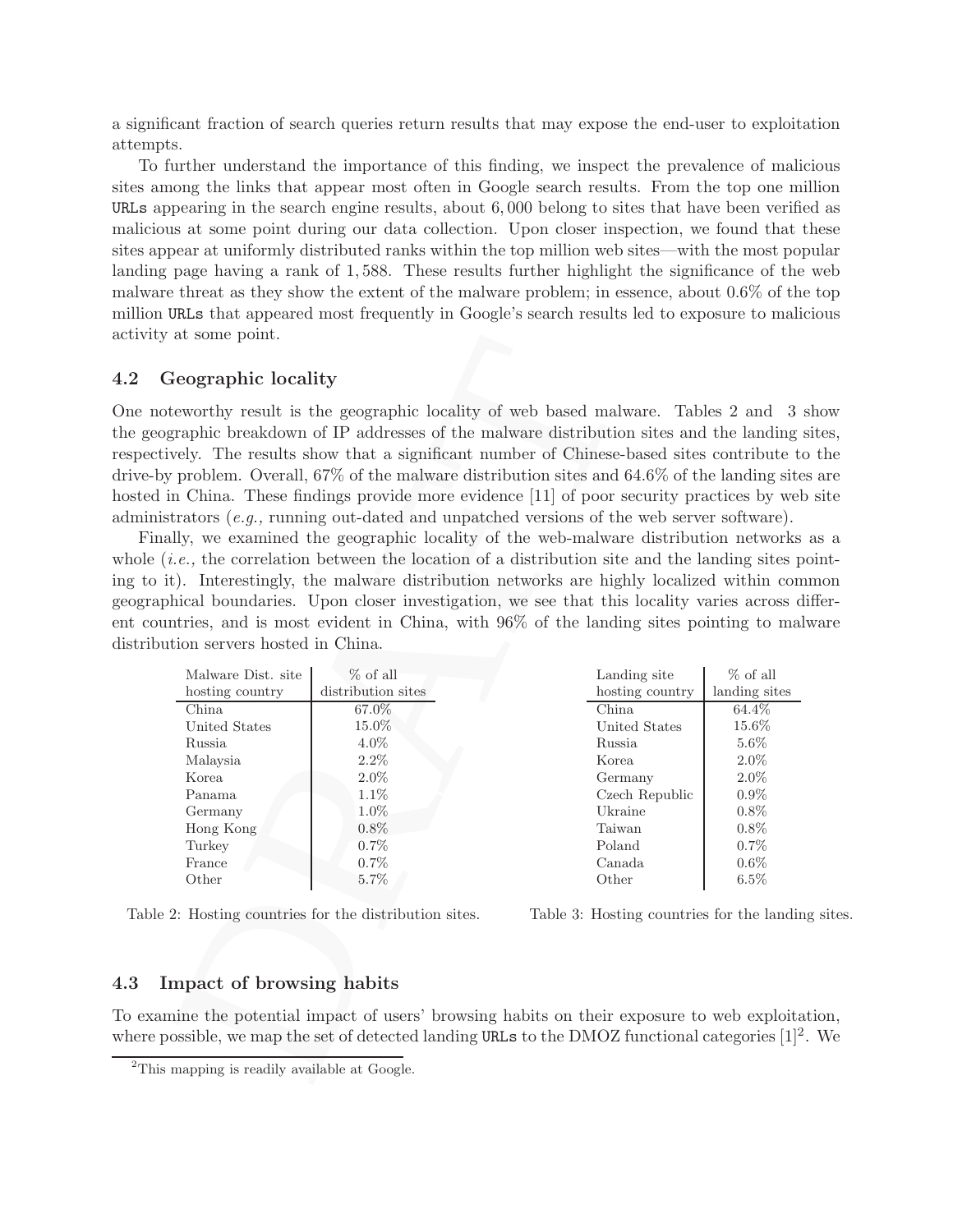a significant fraction of search queries return results that may expose the end-user to exploitation attempts.

To further understand the importance of this finding, we inspect the prevalence of malicious sites among the links that appear most often in Google search results. From the top one million URLs appearing in the search engine results, about 6,000 belong to sites that have been verified as malicious at some point during our data collection. Upon closer inspection, we found that these sites appear at uniformly distributed ranks within the top million web sites—with the most popular landing page having a rank of 1,588. These results further highlight the significance of the web malware threat as they show the extent of the malware problem; in essence, about 0.6% of the top million URLs that appeared most frequently in Google's search results led to exposure to malicious activity at some point.

### 4.2 Geographic locality

One noteworthy result is the geographic locality of web based malware. Tables 2 and 3 show the geographic breakdown of IP addresses of the malware distribution sites and the landing sites, respectively. The results show that a significant number of Chinese-based sites contribute to the drive-by problem. Overall, 67% of the malware distribution sites and 64.6% of the landing sites are hosted in China. These findings provide more evidence [11] of poor security practices by web site administrators (*e.g.,* running out-dated and unpatched versions of the web server software).

Finally, we examined the geographic locality of the web-malware distribution networks as a whole (*i.e.,* the correlation between the location of a distribution site and the landing sites pointing to it). Interestingly, the malware distribution networks are highly localized within common geographical boundaries. Upon closer investigation, we see that this locality varies across different countries, and is most evident in China, with 96% of the landing sites pointing to malware distribution servers hosted in China.

| Malware Dist. site hosting country | % of all distribution sites |
|---|---|
| China | 67.0% |
| United States | 15.0% |
| Russia | 4.0% |
| Malaysia | 2.2% |
| Korea | 2.0% |
| Panama | 1.1% |
| Germany | 1.0% |
| Hong Kong | 0.8% |
| Turkey | 0.7% |
| France | 0.7% |
| Other | 5.7% |

Table 2: Hosting countries for the distribution sites.

| Landing site hosting country | % of all landing sites |
|---|---|
| China | 64.4% |
| United States | 15.6% |
| Russia | 5.6% |
| Korea | 2.0% |
| Germany | 2.0% |
| Czech Republic | 0.9% |
| Ukraine | 0.8% |
| Taiwan | 0.8% |
| Poland | 0.7% |
| Canada | 0.6% |
| Other | 6.5% |

Table 3: Hosting countries for the landing sites.

### 4.3 Impact of browsing habits

To examine the potential impact of users' browsing habits on their exposure to web exploitation, where possible, we map the set of detected landing URLs to the DMOZ functional categories [1][2]. We

[2] This mapping is readily available at Google.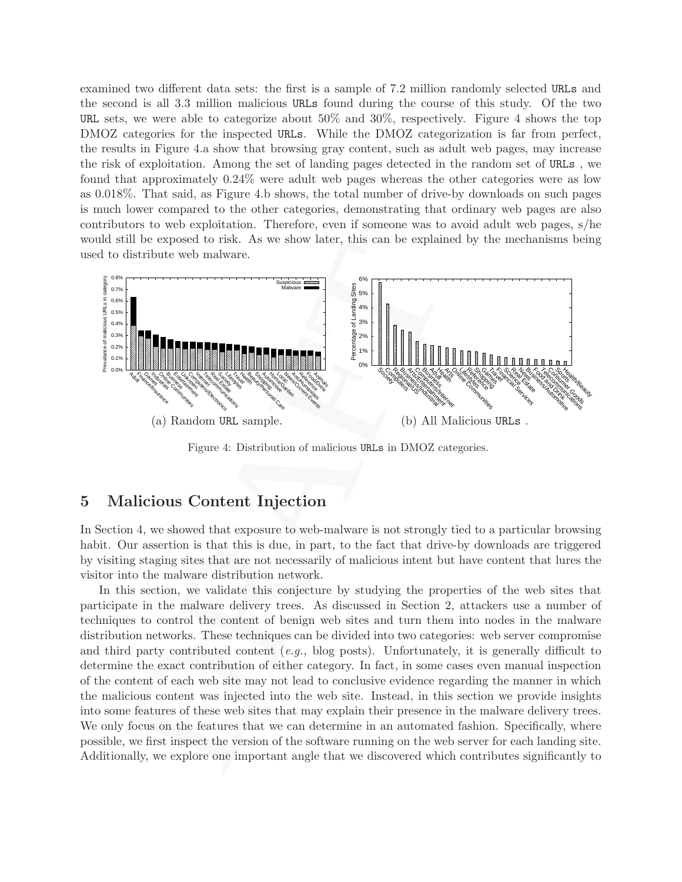examined two different data sets: the first is a sample of 7.2 million randomly selected URLs and the second is all 3.3 million malicious URLs found during the course of this study. Of the two URL sets, we were able to categorize about 50% and 30%, respectively. Figure 4 shows the top DMOZ categories for the inspected URLs. While the DMOZ categorization is far from perfect, the results in Figure 4.a show that browsing gray content, such as adult web pages, may increase the risk of exploitation. Among the set of landing pages detected in the random set of URLs , we found that approximately 0.24% were adult web pages whereas the other categories were as low as 0.018%. That said, as Figure 4.b shows, the total number of drive-by downloads on such pages is much lower compared to the other categories, demonstrating that ordinary web pages are also contributors to web exploitation. Therefore, even if someone was to avoid adult web pages, s/he would still be exposed to risk. As we show later, this can be explained by the mechanisms being used to distribute web malware.

(a) Random URL sample.

(b) All Malicious URLs .

Figure 4: Distribution of malicious URLs in DMOZ categories.

## 5 Malicious Content Injection

In Section 4, we showed that exposure to web-malware is not strongly tied to a particular browsing habit. Our assertion is that this is due, in part, to the fact that drive-by downloads are triggered by visiting staging sites that are not necessarily of malicious intent but have content that lures the visitor into the malware distribution network.

In this section, we validate this conjecture by studying the properties of the web sites that participate in the malware delivery trees. As discussed in Section 2, attackers use a number of techniques to control the content of benign web sites and turn them into nodes in the malware distribution networks. These techniques can be divided into two categories: web server compromise and third party contributed content (*e.g.,* blog posts). Unfortunately, it is generally difficult to determine the exact contribution of either category. In fact, in some cases even manual inspection of the content of each web site may not lead to conclusive evidence regarding the manner in which the malicious content was injected into the web site. Instead, in this section we provide insights into some features of these web sites that may explain their presence in the malware delivery trees. We only focus on the features that we can determine in an automated fashion. Specifically, where possible, we first inspect the version of the software running on the web server for each landing site. Additionally, we explore one important angle that we discovered which contributes significantly to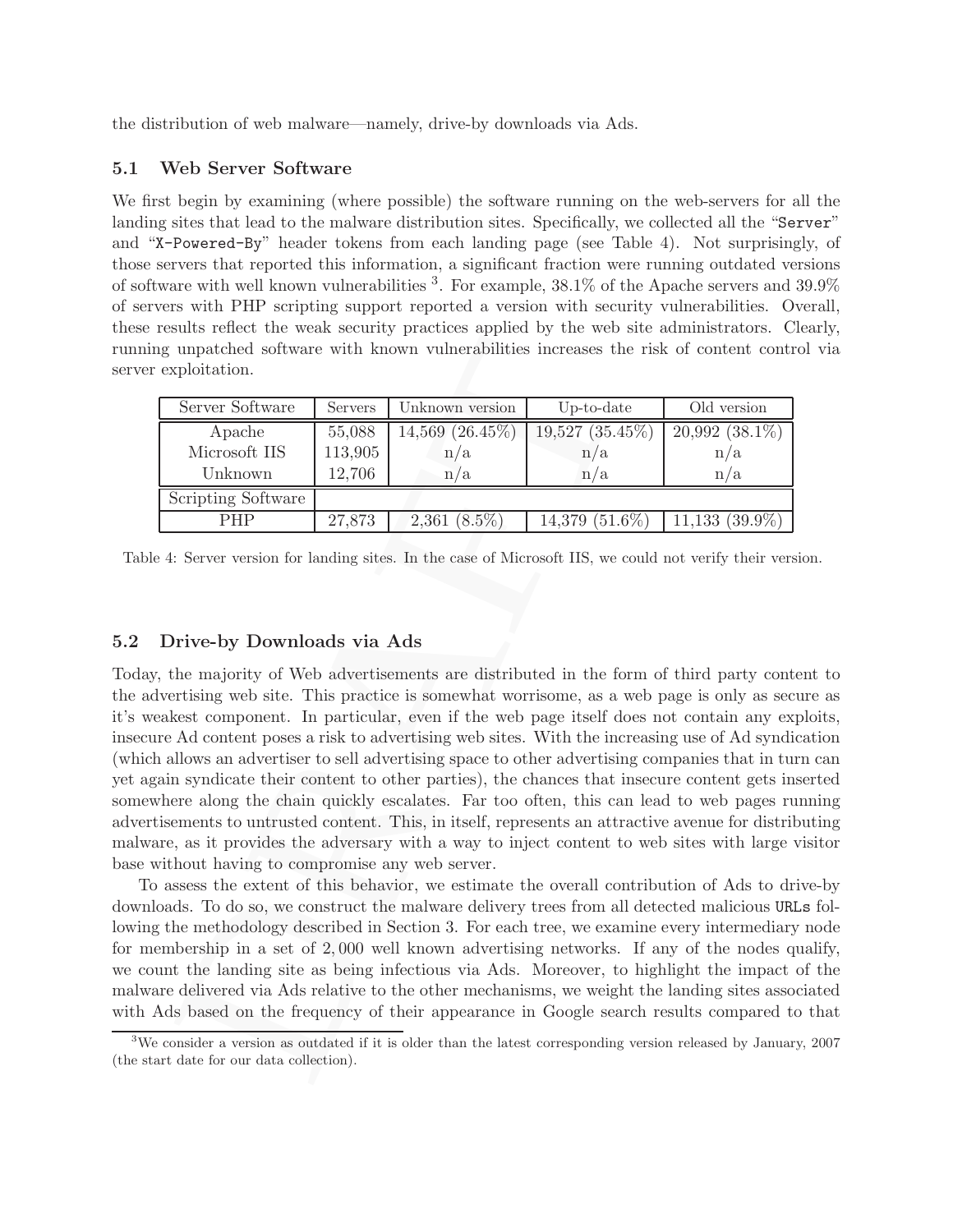the distribution of web malware—namely, drive-by downloads via Ads.

### 5.1 Web Server Software

We first begin by examining (where possible) the software running on the web-servers for all the landing sites that lead to the malware distribution sites. Specifically, we collected all the "`Server`" and "`X-Powered-By`" header tokens from each landing page (see Table 4). Not surprisingly, of those servers that reported this information, a significant fraction were running outdated versions of software with well known vulnerabilities [3]. For example, 38.1% of the Apache servers and 39.9% of servers with PHP scripting support reported a version with security vulnerabilities. Overall, these results reflect the weak security practices applied by the web site administrators. Clearly, running unpatched software with known vulnerabilities increases the risk of content control via server exploitation.

| Server Software | Servers | Unknown version | Up-to-date | Old version |
|---|---|---|---|---|
| Apache | 55,088 | 14,569 (26.45%) | 19,527 (35.45%) | 20,992 (38.1%) |
| Microsoft IIS | 113,905 | n/a | n/a | n/a |
| Unknown | 12,706 | n/a | n/a | n/a |
| Scripting Software | | | | |
| PHP | 27,873 | 2,361 (8.5%) | 14,379 (51.6%) | 11,133 (39.9%) |

Table 4: Server version for landing sites. In the case of Microsoft IIS, we could not verify their version.

### 5.2 Drive-by Downloads via Ads

Today, the majority of Web advertisements are distributed in the form of third party content to the advertising web site. This practice is somewhat worrisome, as a web page is only as secure as it's weakest component. In particular, even if the web page itself does not contain any exploits, insecure Ad content poses a risk to advertising web sites. With the increasing use of Ad syndication (which allows an advertiser to sell advertising space to other advertising companies that in turn can yet again syndicate their content to other parties), the chances that insecure content gets inserted somewhere along the chain quickly escalates. Far too often, this can lead to web pages running advertisements to untrusted content. This, in itself, represents an attractive avenue for distributing malware, as it provides the adversary with a way to inject content to web sites with large visitor base without having to compromise any web server.

To assess the extent of this behavior, we estimate the overall contribution of Ads to drive-by downloads. To do so, we construct the malware delivery trees from all detected malicious `URLs` following the methodology described in Section 3. For each tree, we examine every intermediary node for membership in a set of 2,000 well known advertising networks. If any of the nodes qualify, we count the landing site as being infectious via Ads. Moreover, to highlight the impact of the malware delivered via Ads relative to the other mechanisms, we weight the landing sites associated with Ads based on the frequency of their appearance in Google search results compared to that

[3] We consider a version as outdated if it is older than the latest corresponding version released by January, 2007 (the start date for our data collection).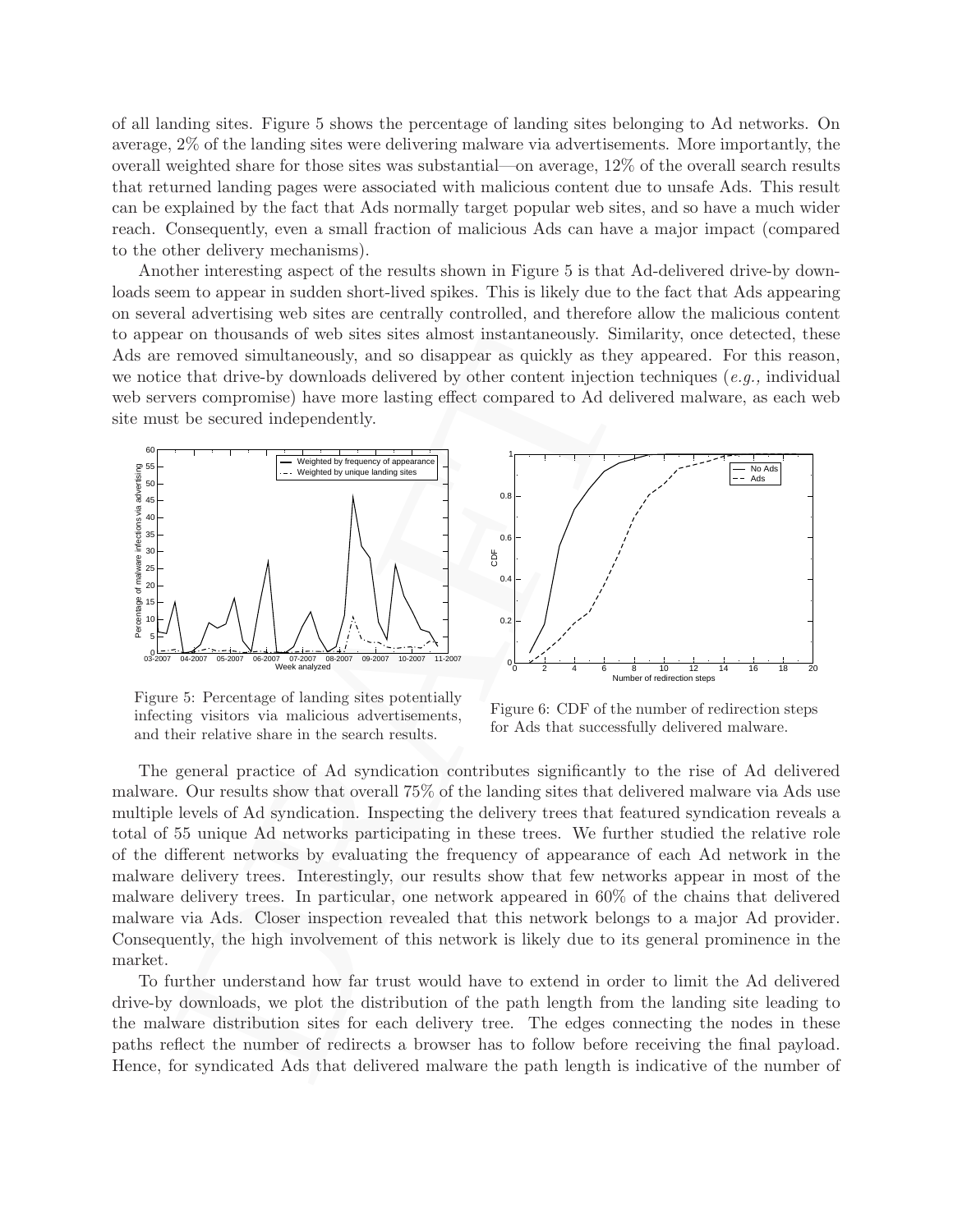of all landing sites. Figure 5 shows the percentage of landing sites belonging to Ad networks. On average, 2% of the landing sites were delivering malware via advertisements. More importantly, the overall weighted share for those sites was substantial—on average, 12% of the overall search results that returned landing pages were associated with malicious content due to unsafe Ads. This result can be explained by the fact that Ads normally target popular web sites, and so have a much wider reach. Consequently, even a small fraction of malicious Ads can have a major impact (compared to the other delivery mechanisms).

Another interesting aspect of the results shown in Figure 5 is that Ad-delivered drive-by downloads seem to appear in sudden short-lived spikes. This is likely due to the fact that Ads appearing on several advertising web sites are centrally controlled, and therefore allow the malicious content to appear on thousands of web sites sites almost instantaneously. Similarity, once detected, these Ads are removed simultaneously, and so disappear as quickly as they appeared. For this reason, we notice that drive-by downloads delivered by other content injection techniques (*e.g.,* individual web servers compromise) have more lasting effect compared to Ad delivered malware, as each web site must be secured independently.

Figure 5: Percentage of landing sites potentially infecting visitors via malicious advertisements, and their relative share in the search results.

Figure 6: CDF of the number of redirection steps for Ads that successfully delivered malware.

The general practice of Ad syndication contributes significantly to the rise of Ad delivered malware. Our results show that overall 75% of the landing sites that delivered malware via Ads use multiple levels of Ad syndication. Inspecting the delivery trees that featured syndication reveals a total of 55 unique Ad networks participating in these trees. We further studied the relative role of the different networks by evaluating the frequency of appearance of each Ad network in the malware delivery trees. Interestingly, our results show that few networks appear in most of the malware delivery trees. In particular, one network appeared in 60% of the chains that delivered malware via Ads. Closer inspection revealed that this network belongs to a major Ad provider. Consequently, the high involvement of this network is likely due to its general prominence in the market.

To further understand how far trust would have to extend in order to limit the Ad delivered drive-by downloads, we plot the distribution of the path length from the landing site leading to the malware distribution sites for each delivery tree. The edges connecting the nodes in these paths reflect the number of redirects a browser has to follow before receiving the final payload. Hence, for syndicated Ads that delivered malware the path length is indicative of the number of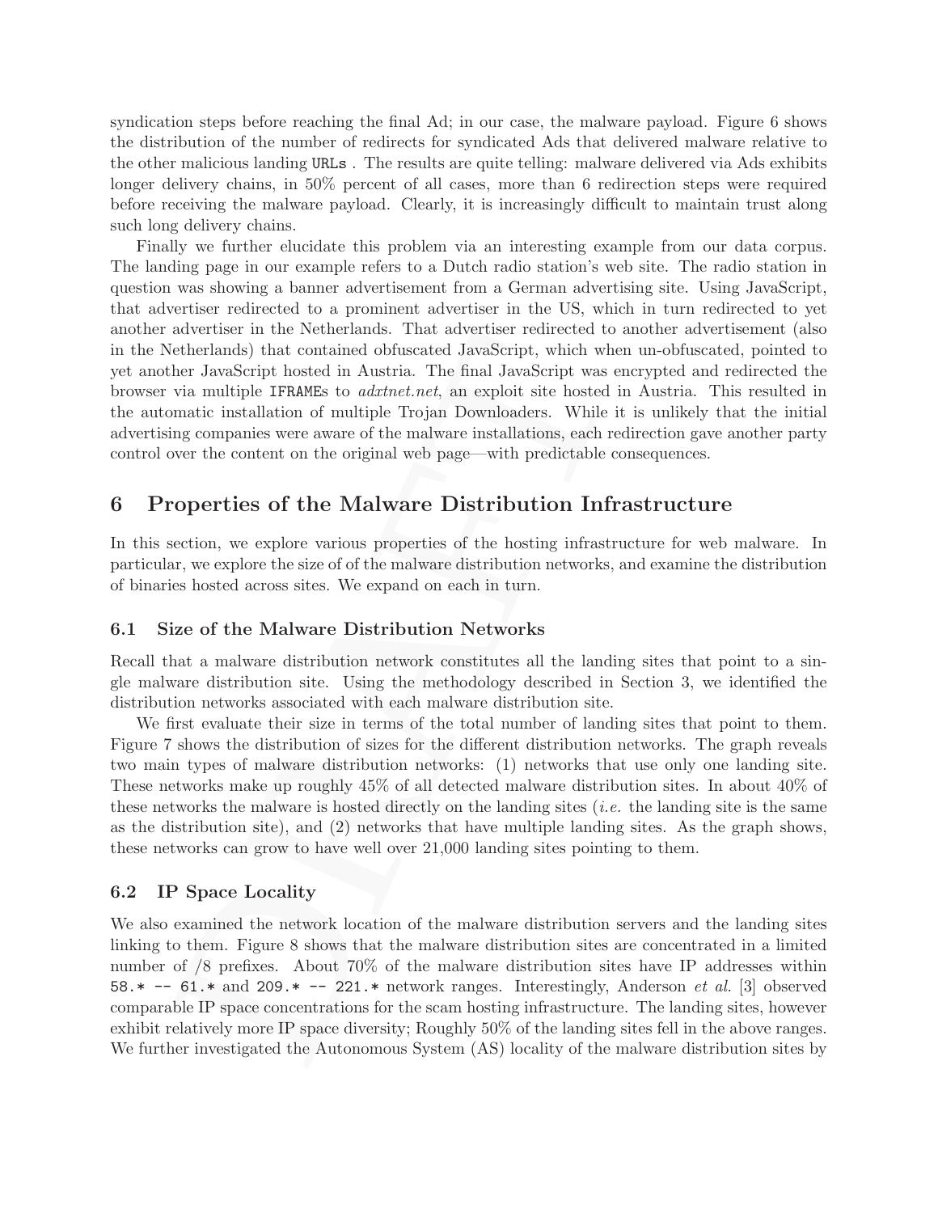syndication steps before reaching the final Ad; in our case, the malware payload. Figure 6 shows the distribution of the number of redirects for syndicated Ads that delivered malware relative to the other malicious landing `URLs` . The results are quite telling: malware delivered via Ads exhibits longer delivery chains, in 50% percent of all cases, more than 6 redirection steps were required before receiving the malware payload. Clearly, it is increasingly difficult to maintain trust along such long delivery chains.

Finally we further elucidate this problem via an interesting example from our data corpus. The landing page in our example refers to a Dutch radio station's web site. The radio station in question was showing a banner advertisement from a German advertising site. Using JavaScript, that advertiser redirected to a prominent advertiser in the US, which in turn redirected to yet another advertiser in the Netherlands. That advertiser redirected to another advertisement (also in the Netherlands) that contained obfuscated JavaScript, which when un-obfuscated, pointed to yet another JavaScript hosted in Austria. The final JavaScript was encrypted and redirected the browser via multiple `IFRAME`s to *adxtnet.net*, an exploit site hosted in Austria. This resulted in the automatic installation of multiple Trojan Downloaders. While it is unlikely that the initial advertising companies were aware of the malware installations, each redirection gave another party control over the content on the original web page—with predictable consequences.

# 6 Properties of the Malware Distribution Infrastructure

In this section, we explore various properties of the hosting infrastructure for web malware. In particular, we explore the size of of the malware distribution networks, and examine the distribution of binaries hosted across sites. We expand on each in turn.

## 6.1 Size of the Malware Distribution Networks

Recall that a malware distribution network constitutes all the landing sites that point to a single malware distribution site. Using the methodology described in Section 3, we identified the distribution networks associated with each malware distribution site.

We first evaluate their size in terms of the total number of landing sites that point to them. Figure 7 shows the distribution of sizes for the different distribution networks. The graph reveals two main types of malware distribution networks: (1) networks that use only one landing site. These networks make up roughly 45% of all detected malware distribution sites. In about 40% of these networks the malware is hosted directly on the landing sites (*i.e.* the landing site is the same as the distribution site), and (2) networks that have multiple landing sites. As the graph shows, these networks can grow to have well over 21,000 landing sites pointing to them.

## 6.2 IP Space Locality

We also examined the network location of the malware distribution servers and the landing sites linking to them. Figure 8 shows that the malware distribution sites are concentrated in a limited number of /8 prefixes. About 70% of the malware distribution sites have IP addresses within `58.* -- 61.*` and `209.* -- 221.*` network ranges. Interestingly, Anderson *et al.* [3] observed comparable IP space concentrations for the scam hosting infrastructure. The landing sites, however exhibit relatively more IP space diversity; Roughly 50% of the landing sites fell in the above ranges. We further investigated the Autonomous System (AS) locality of the malware distribution sites by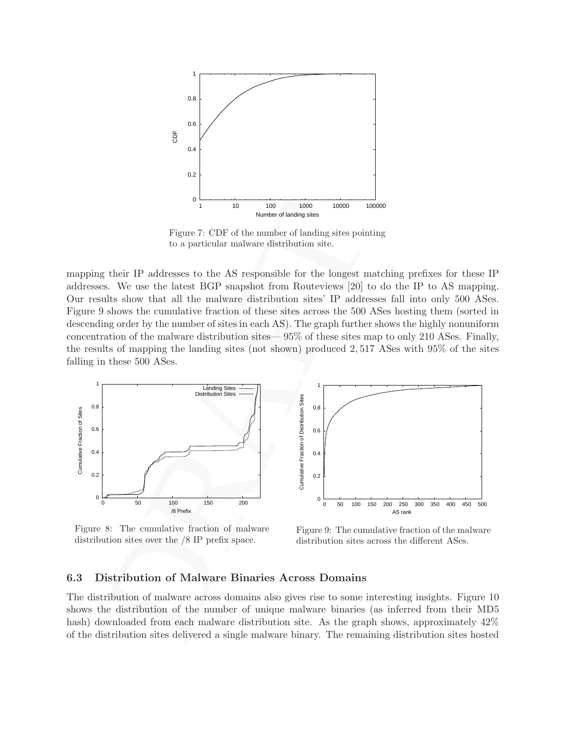Figure 7: CDF of the number of landing sites pointing to a particular malware distribution site.

mapping their IP addresses to the AS responsible for the longest matching prefixes for these IP addresses. We use the latest BGP snapshot from Routeviews [20] to do the IP to AS mapping. Our results show that all the malware distribution sites' IP addresses fall into only 500 ASes. Figure 9 shows the cumulative fraction of these sites across the 500 ASes hosting them (sorted in descending order by the number of sites in each AS). The graph further shows the highly nonuniform concentration of the malware distribution sites— 95% of these sites map to only 210 ASes. Finally, the results of mapping the landing sites (not shown) produced 2,517 ASes with 95% of the sites falling in these 500 ASes.

Figure 8: The cumulative fraction of malware distribution sites over the /8 IP prefix space.

Figure 9: The cumulative fraction of the malware distribution sites across the different ASes.

### 6.3 Distribution of Malware Binaries Across Domains

The distribution of malware across domains also gives rise to some interesting insights. Figure 10 shows the distribution of the number of unique malware binaries (as inferred from their MD5 hash) downloaded from each malware distribution site. As the graph shows, approximately 42% of the distribution sites delivered a single malware binary. The remaining distribution sites hosted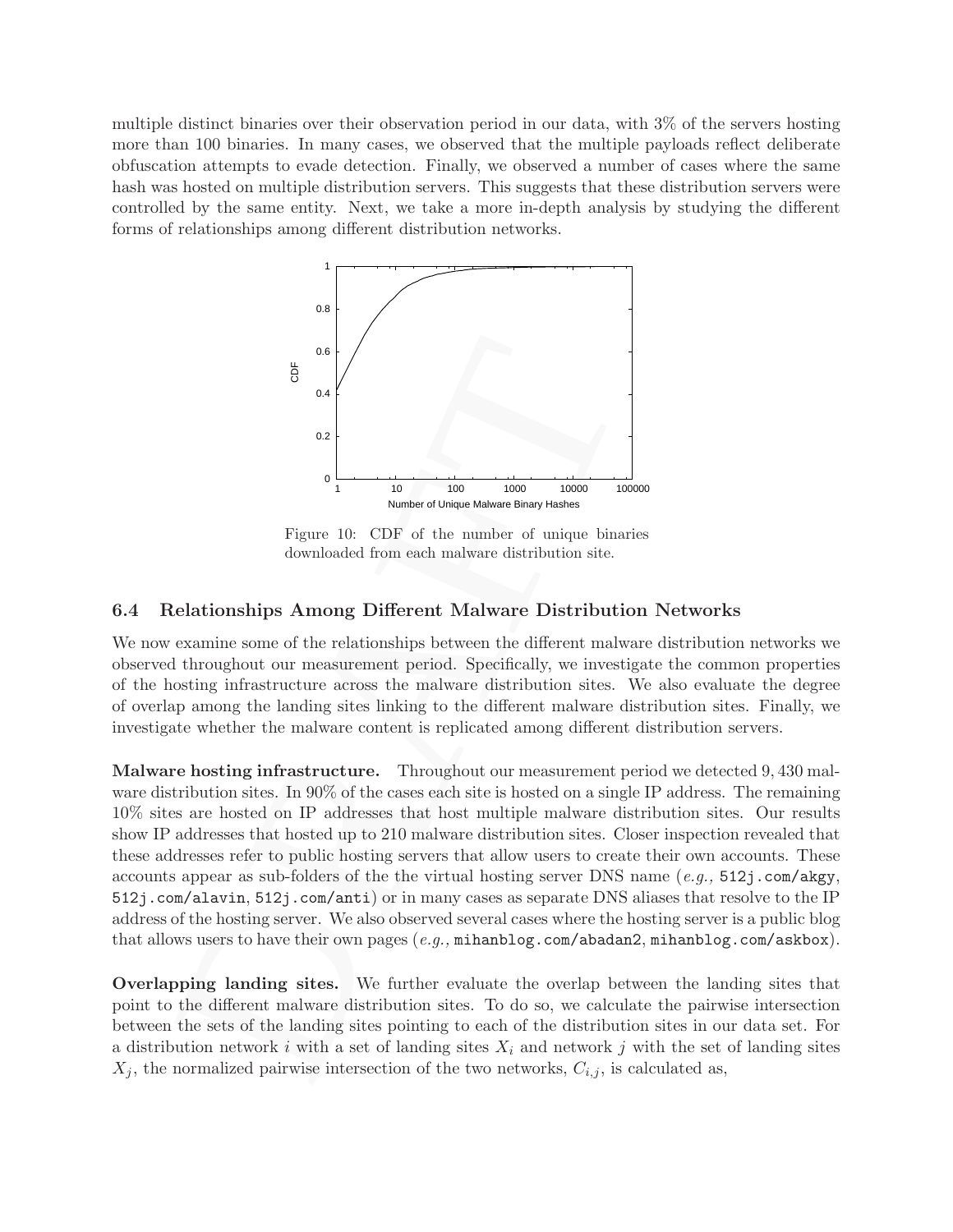multiple distinct binaries over their observation period in our data, with 3% of the servers hosting more than 100 binaries. In many cases, we observed that the multiple payloads reflect deliberate obfuscation attempts to evade detection. Finally, we observed a number of cases where the same hash was hosted on multiple distribution servers. This suggests that these distribution servers were controlled by the same entity. Next, we take a more in-depth analysis by studying the different forms of relationships among different distribution networks.

Figure 10: CDF of the number of unique binaries downloaded from each malware distribution site.

### 6.4 Relationships Among Different Malware Distribution Networks

We now examine some of the relationships between the different malware distribution networks we observed throughout our measurement period. Specifically, we investigate the common properties of the hosting infrastructure across the malware distribution sites. We also evaluate the degree of overlap among the landing sites linking to the different malware distribution sites. Finally, we investigate whether the malware content is replicated among different distribution servers.

**Malware hosting infrastructure.** Throughout our measurement period we detected 9,430 malware distribution sites. In 90% of the cases each site is hosted on a single IP address. The remaining 10% sites are hosted on IP addresses that host multiple malware distribution sites. Our results show IP addresses that hosted up to 210 malware distribution sites. Closer inspection revealed that these addresses refer to public hosting servers that allow users to create their own accounts. These accounts appear as sub-folders of the the virtual hosting server DNS name (*e.g.,* `512j.com/akgy`, `512j.com/alavin`, `512j.com/anti`) or in many cases as separate DNS aliases that resolve to the IP address of the hosting server. We also observed several cases where the hosting server is a public blog that allows users to have their own pages (*e.g.,* `mihanblog.com/abadan2`, `mihanblog.com/askbox`).

**Overlapping landing sites.** We further evaluate the overlap between the landing sites that point to the different malware distribution sites. To do so, we calculate the pairwise intersection between the sets of the landing sites pointing to each of the distribution sites in our data set. For a distribution network $i$ with a set of landing sites $X_i$ and network $j$ with the set of landing sites $X_j$, the normalized pairwise intersection of the two networks, $C_{i,j}$, is calculated as,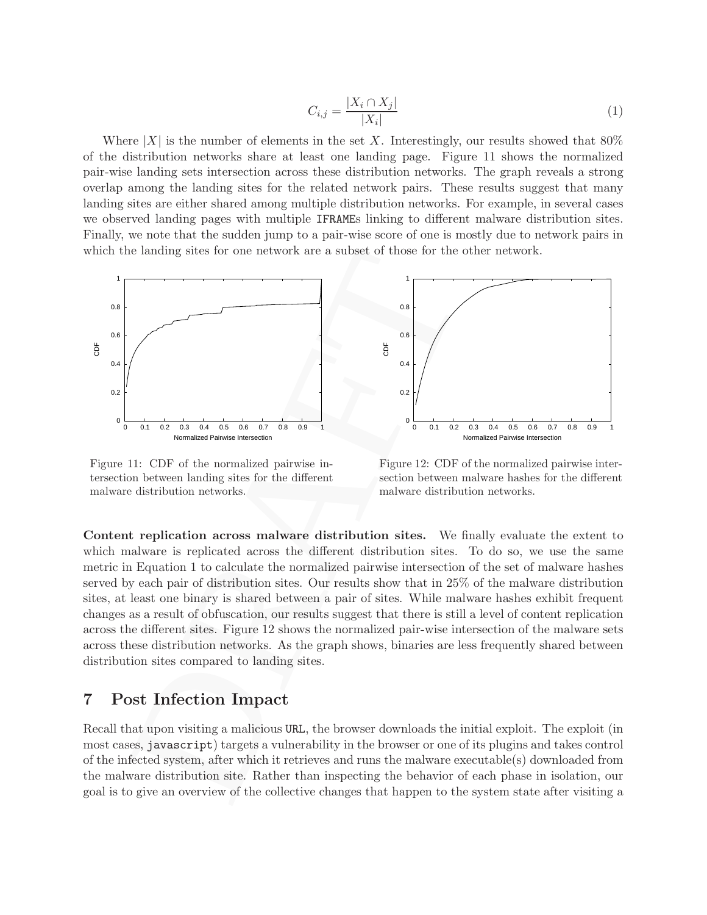$$C_{i,j} = \frac{|X_i \cap X_j|}{|X_i|} \tag{1}$$

Where $|X|$ is the number of elements in the set $X$. Interestingly, our results showed that 80% of the distribution networks share at least one landing page. Figure 11 shows the normalized pair-wise landing sets intersection across these distribution networks. The graph reveals a strong overlap among the landing sites for the related network pairs. These results suggest that many landing sites are either shared among multiple distribution networks. For example, in several cases we observed landing pages with multiple IFRAMEs linking to different malware distribution sites. Finally, we note that the sudden jump to a pair-wise score of one is mostly due to network pairs in which the landing sites for one network are a subset of those for the other network.

Figure 11: CDF of the normalized pairwise intersection between landing sites for the different malware distribution networks.

Figure 12: CDF of the normalized pairwise intersection between malware hashes for the different malware distribution networks.

**Content replication across malware distribution sites.** We finally evaluate the extent to which malware is replicated across the different distribution sites. To do so, we use the same metric in Equation 1 to calculate the normalized pairwise intersection of the set of malware hashes served by each pair of distribution sites. Our results show that in 25% of the malware distribution sites, at least one binary is shared between a pair of sites. While malware hashes exhibit frequent changes as a result of obfuscation, our results suggest that there is still a level of content replication across the different sites. Figure 12 shows the normalized pair-wise intersection of the malware sets across these distribution networks. As the graph shows, binaries are less frequently shared between distribution sites compared to landing sites.

# 7 Post Infection Impact

Recall that upon visiting a malicious URL, the browser downloads the initial exploit. The exploit (in most cases, javascript) targets a vulnerability in the browser or one of its plugins and takes control of the infected system, after which it retrieves and runs the malware executable(s) downloaded from the malware distribution site. Rather than inspecting the behavior of each phase in isolation, our goal is to give an overview of the collective changes that happen to the system state after visiting a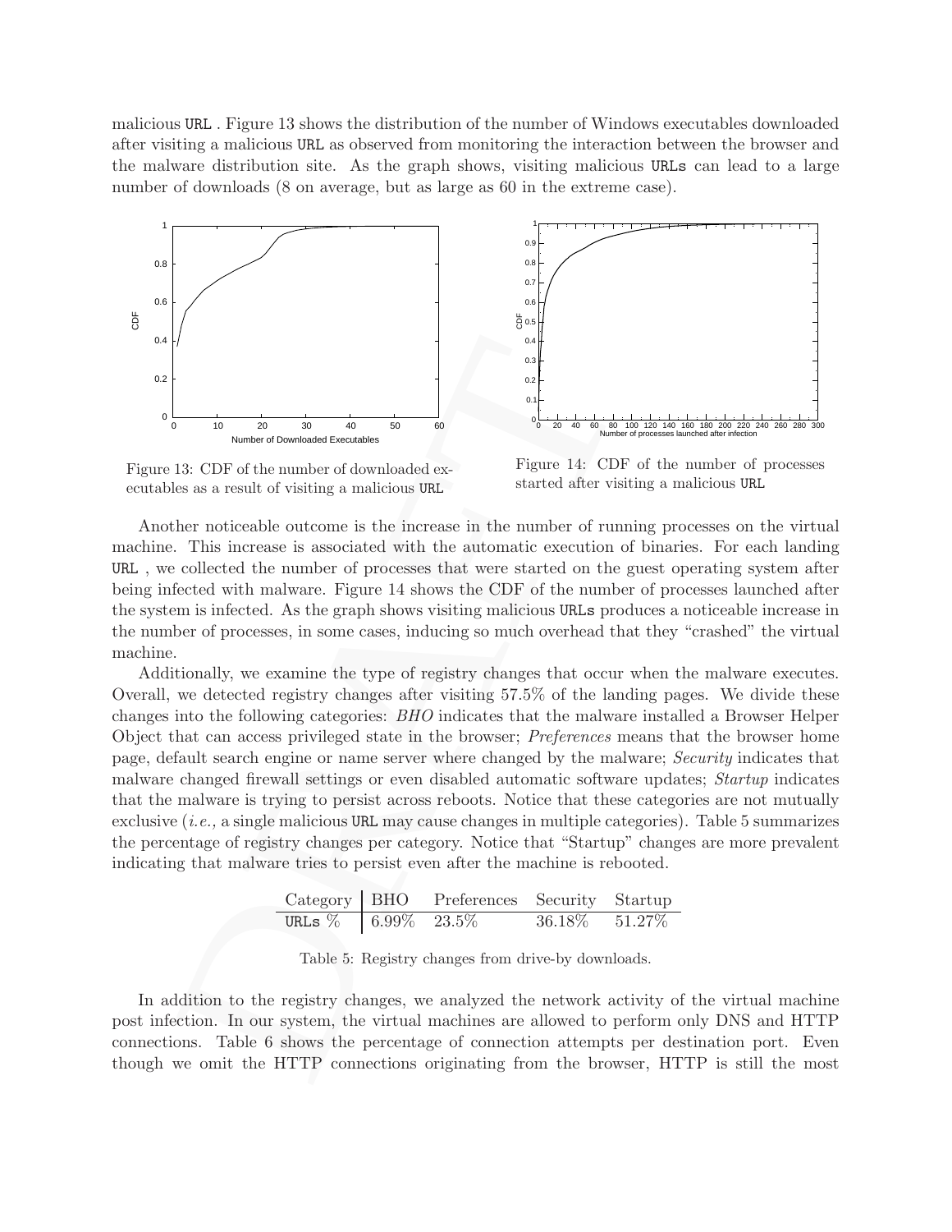malicious URL . Figure 13 shows the distribution of the number of Windows executables downloaded after visiting a malicious URL as observed from monitoring the interaction between the browser and the malware distribution site. As the graph shows, visiting malicious URLs can lead to a large number of downloads (8 on average, but as large as 60 in the extreme case).

Figure 13: CDF of the number of downloaded executables as a result of visiting a malicious URL

Figure 14: CDF of the number of processes started after visiting a malicious URL

Another noticeable outcome is the increase in the number of running processes on the virtual machine. This increase is associated with the automatic execution of binaries. For each landing URL , we collected the number of processes that were started on the guest operating system after being infected with malware. Figure 14 shows the CDF of the number of processes launched after the system is infected. As the graph shows visiting malicious URLs produces a noticeable increase in the number of processes, in some cases, inducing so much overhead that they "crashed" the virtual machine.

Additionally, we examine the type of registry changes that occur when the malware executes. Overall, we detected registry changes after visiting 57.5% of the landing pages. We divide these changes into the following categories: *BHO* indicates that the malware installed a Browser Helper Object that can access privileged state in the browser; *Preferences* means that the browser home page, default search engine or name server where changed by the malware; *Security* indicates that malware changed firewall settings or even disabled automatic software updates; *Startup* indicates that the malware is trying to persist across reboots. Notice that these categories are not mutually exclusive (*i.e.,* a single malicious URL may cause changes in multiple categories). Table 5 summarizes the percentage of registry changes per category. Notice that "Startup" changes are more prevalent indicating that malware tries to persist even after the machine is rebooted.

| Category | BHO | Preferences | Security | Startup |
|---|---|---|---|---|
| URLs % | 6.99% | 23.5% | 36.18% | 51.27% |

Table 5: Registry changes from drive-by downloads.

In addition to the registry changes, we analyzed the network activity of the virtual machine post infection. In our system, the virtual machines are allowed to perform only DNS and HTTP connections. Table 6 shows the percentage of connection attempts per destination port. Even though we omit the HTTP connections originating from the browser, HTTP is still the most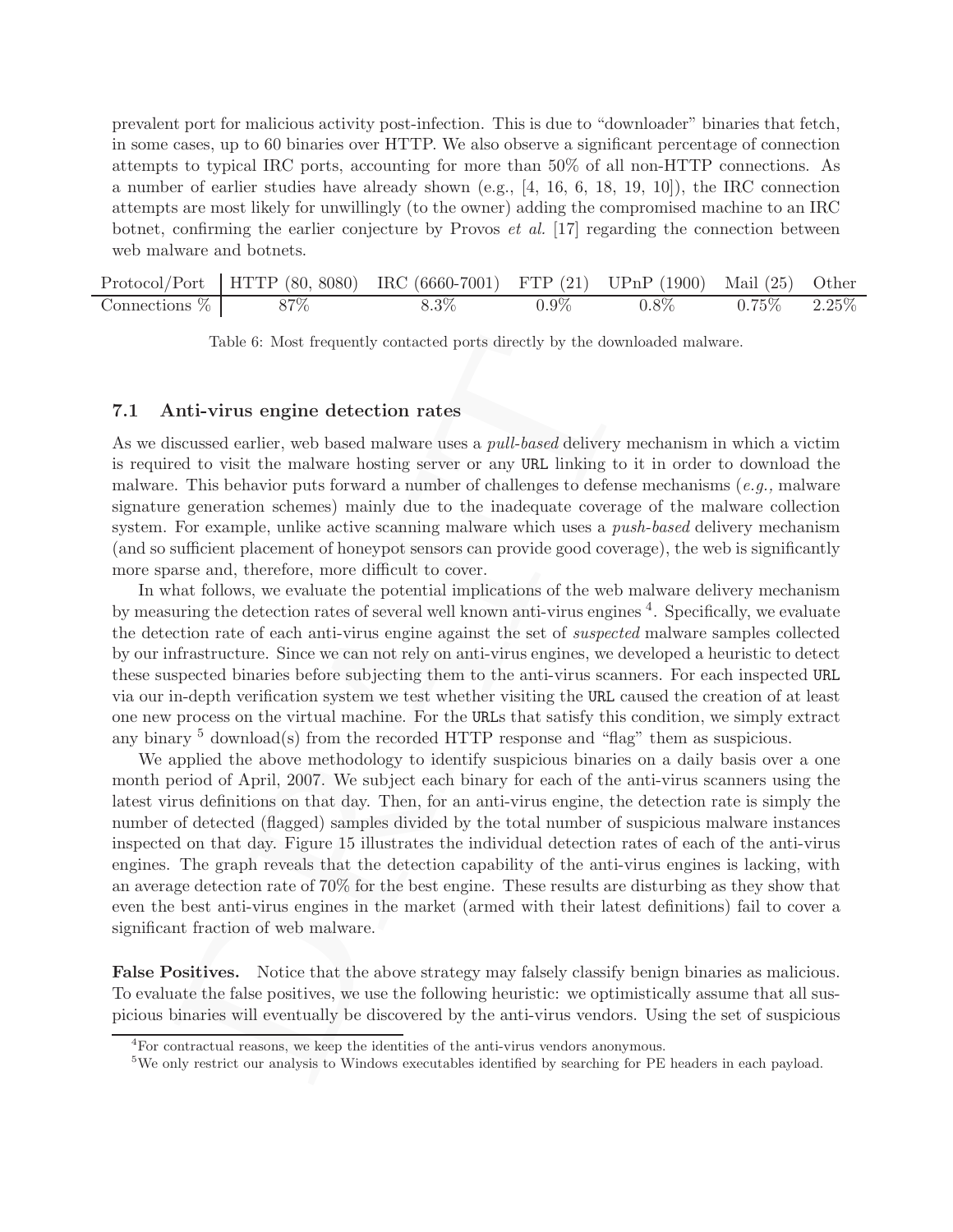prevalent port for malicious activity post-infection. This is due to "downloader" binaries that fetch, in some cases, up to 60 binaries over HTTP. We also observe a significant percentage of connection attempts to typical IRC ports, accounting for more than 50% of all non-HTTP connections. As a number of earlier studies have already shown (e.g., [4, 16, 6, 18, 19, 10]), the IRC connection attempts are most likely for unwillingly (to the owner) adding the compromised machine to an IRC botnet, confirming the earlier conjecture by Provos *et al.* [17] regarding the connection between web malware and botnets.

| Protocol/Port | HTTP (80, 8080) | IRC (6660-7001) | FTP (21) | UPnP (1900) | Mail (25) | Other |
|---|---|---|---|---|---|---|
| Connections % | 87% | 8.3% | 0.9% | 0.8% | 0.75% | 2.25% |

Table 6: Most frequently contacted ports directly by the downloaded malware.

### 7.1 Anti-virus engine detection rates

As we discussed earlier, web based malware uses a *pull-based* delivery mechanism in which a victim is required to visit the malware hosting server or any URL linking to it in order to download the malware. This behavior puts forward a number of challenges to defense mechanisms (*e.g.,* malware signature generation schemes) mainly due to the inadequate coverage of the malware collection system. For example, unlike active scanning malware which uses a *push-based* delivery mechanism (and so sufficient placement of honeypot sensors can provide good coverage), the web is significantly more sparse and, therefore, more difficult to cover.

In what follows, we evaluate the potential implications of the web malware delivery mechanism by measuring the detection rates of several well known anti-virus engines [4]. Specifically, we evaluate the detection rate of each anti-virus engine against the set of *suspected* malware samples collected by our infrastructure. Since we can not rely on anti-virus engines, we developed a heuristic to detect these suspected binaries before subjecting them to the anti-virus scanners. For each inspected URL via our in-depth verification system we test whether visiting the URL caused the creation of at least one new process on the virtual machine. For the URLs that satisfy this condition, we simply extract any binary [5] download(s) from the recorded HTTP response and "flag" them as suspicious.

We applied the above methodology to identify suspicious binaries on a daily basis over a one month period of April, 2007. We subject each binary for each of the anti-virus scanners using the latest virus definitions on that day. Then, for an anti-virus engine, the detection rate is simply the number of detected (flagged) samples divided by the total number of suspicious malware instances inspected on that day. Figure 15 illustrates the individual detection rates of each of the anti-virus engines. The graph reveals that the detection capability of the anti-virus engines is lacking, with an average detection rate of 70% for the best engine. These results are disturbing as they show that even the best anti-virus engines in the market (armed with their latest definitions) fail to cover a significant fraction of web malware.

**False Positives.** Notice that the above strategy may falsely classify benign binaries as malicious. To evaluate the false positives, we use the following heuristic: we optimistically assume that all suspicious binaries will eventually be discovered by the anti-virus vendors. Using the set of suspicious

[4] For contractual reasons, we keep the identities of the anti-virus vendors anonymous.

[5] We only restrict our analysis to Windows executables identified by searching for PE headers in each payload.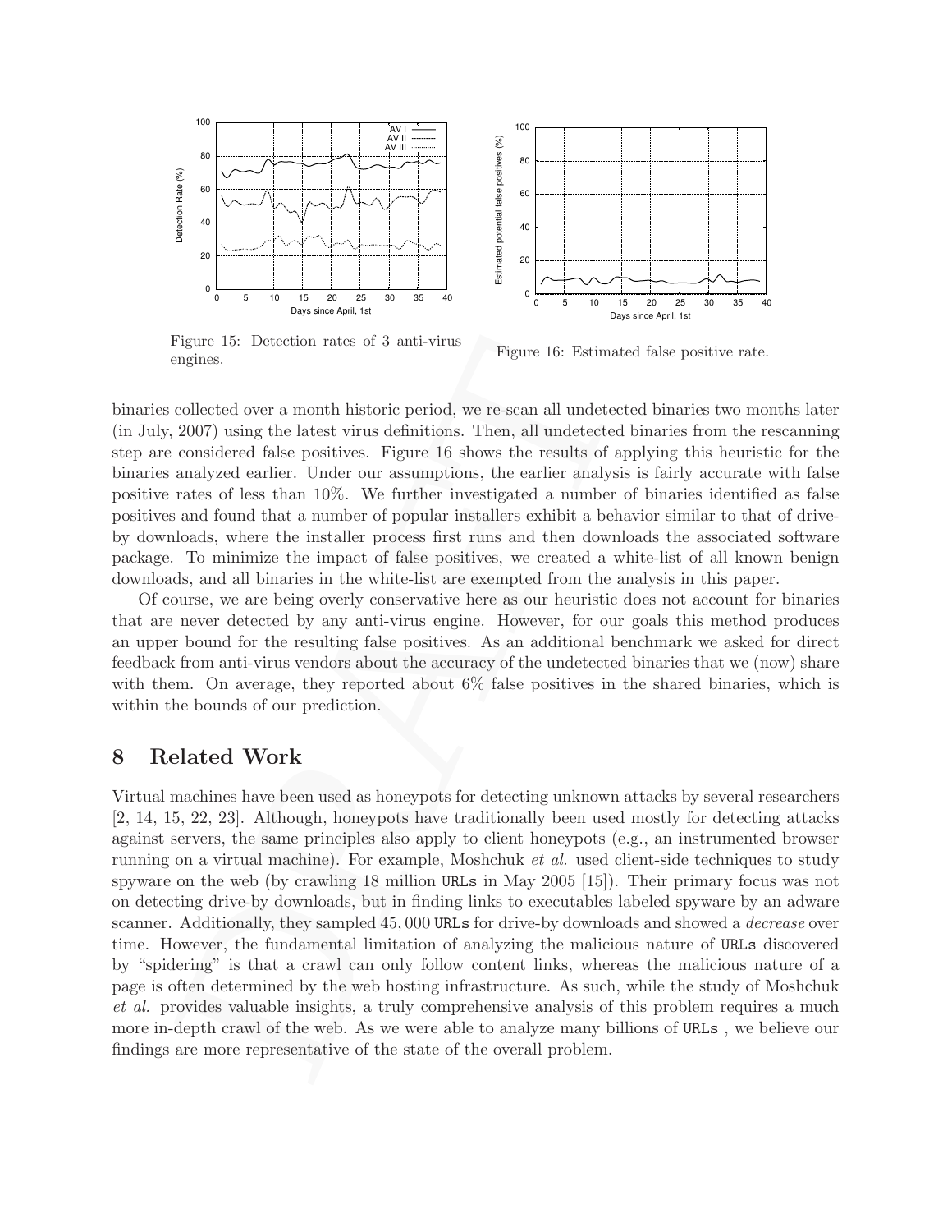Figure 15: Detection rates of 3 anti-virus engines.

Figure 16: Estimated false positive rate.

binaries collected over a month historic period, we re-scan all undetected binaries two months later (in July, 2007) using the latest virus definitions. Then, all undetected binaries from the rescanning step are considered false positives. Figure 16 shows the results of applying this heuristic for the binaries analyzed earlier. Under our assumptions, the earlier analysis is fairly accurate with false positive rates of less than 10%. We further investigated a number of binaries identified as false positives and found that a number of popular installers exhibit a behavior similar to that of drive-by downloads, where the installer process first runs and then downloads the associated software package. To minimize the impact of false positives, we created a white-list of all known benign downloads, and all binaries in the white-list are exempted from the analysis in this paper.

Of course, we are being overly conservative here as our heuristic does not account for binaries that are never detected by any anti-virus engine. However, for our goals this method produces an upper bound for the resulting false positives. As an additional benchmark we asked for direct feedback from anti-virus vendors about the accuracy of the undetected binaries that we (now) share with them. On average, they reported about 6% false positives in the shared binaries, which is within the bounds of our prediction.

# 8 Related Work

Virtual machines have been used as honeypots for detecting unknown attacks by several researchers [2, 14, 15, 22, 23]. Although, honeypots have traditionally been used mostly for detecting attacks against servers, the same principles also apply to client honeypots (e.g., an instrumented browser running on a virtual machine). For example, Moshchuk *et al.* used client-side techniques to study spyware on the web (by crawling 18 million URLs in May 2005 [15]). Their primary focus was not on detecting drive-by downloads, but in finding links to executables labeled spyware by an adware scanner. Additionally, they sampled 45,000 URLs for drive-by downloads and showed a *decrease* over time. However, the fundamental limitation of analyzing the malicious nature of URLs discovered by "spidering" is that a crawl can only follow content links, whereas the malicious nature of a page is often determined by the web hosting infrastructure. As such, while the study of Moshchuk *et al.* provides valuable insights, a truly comprehensive analysis of this problem requires a much more in-depth crawl of the web. As we were able to analyze many billions of URLs , we believe our findings are more representative of the state of the overall problem.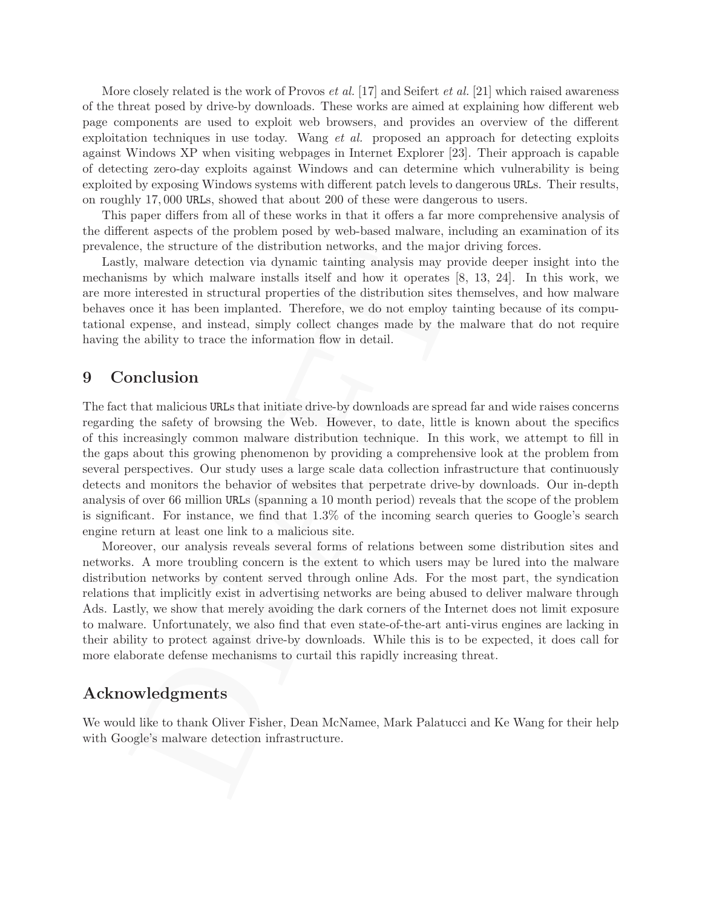More closely related is the work of Provos *et al.* [17] and Seifert *et al.* [21] which raised awareness of the threat posed by drive-by downloads. These works are aimed at explaining how different web page components are used to exploit web browsers, and provides an overview of the different exploitation techniques in use today. Wang *et al.* proposed an approach for detecting exploits against Windows XP when visiting webpages in Internet Explorer [23]. Their approach is capable of detecting zero-day exploits against Windows and can determine which vulnerability is being exploited by exposing Windows systems with different patch levels to dangerous URLs. Their results, on roughly 17,000 URLs, showed that about 200 of these were dangerous to users.

This paper differs from all of these works in that it offers a far more comprehensive analysis of the different aspects of the problem posed by web-based malware, including an examination of its prevalence, the structure of the distribution networks, and the major driving forces.

Lastly, malware detection via dynamic tainting analysis may provide deeper insight into the mechanisms by which malware installs itself and how it operates [8, 13, 24]. In this work, we are more interested in structural properties of the distribution sites themselves, and how malware behaves once it has been implanted. Therefore, we do not employ tainting because of its computational expense, and instead, simply collect changes made by the malware that do not require having the ability to trace the information flow in detail.

## 9 Conclusion

The fact that malicious URLs that initiate drive-by downloads are spread far and wide raises concerns regarding the safety of browsing the Web. However, to date, little is known about the specifics of this increasingly common malware distribution technique. In this work, we attempt to fill in the gaps about this growing phenomenon by providing a comprehensive look at the problem from several perspectives. Our study uses a large scale data collection infrastructure that continuously detects and monitors the behavior of websites that perpetrate drive-by downloads. Our in-depth analysis of over 66 million URLs (spanning a 10 month period) reveals that the scope of the problem is significant. For instance, we find that 1.3% of the incoming search queries to Google's search engine return at least one link to a malicious site.

Moreover, our analysis reveals several forms of relations between some distribution sites and networks. A more troubling concern is the extent to which users may be lured into the malware distribution networks by content served through online Ads. For the most part, the syndication relations that implicitly exist in advertising networks are being abused to deliver malware through Ads. Lastly, we show that merely avoiding the dark corners of the Internet does not limit exposure to malware. Unfortunately, we also find that even state-of-the-art anti-virus engines are lacking in their ability to protect against drive-by downloads. While this is to be expected, it does call for more elaborate defense mechanisms to curtail this rapidly increasing threat.

## Acknowledgments

We would like to thank Oliver Fisher, Dean McNamee, Mark Palatucci and Ke Wang for their help with Google's malware detection infrastructure.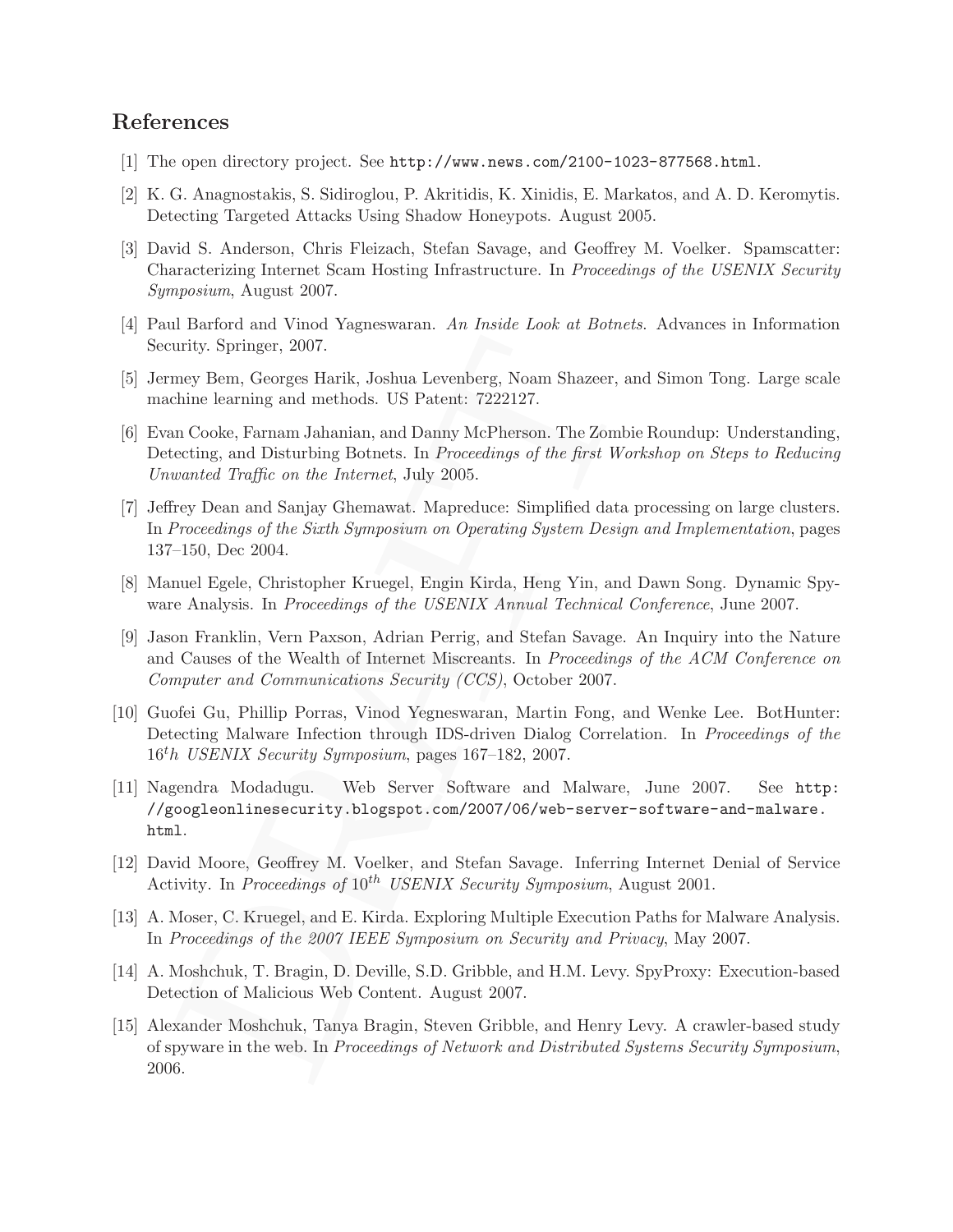## References

[1] The open directory project. See `http://www.news.com/2100-1023-877568.html`.

[2] K. G. Anagnostakis, S. Sidiroglou, P. Akritidis, K. Xinidis, E. Markatos, and A. D. Keromytis. Detecting Targeted Attacks Using Shadow Honeypots. August 2005.

[3] David S. Anderson, Chris Fleizach, Stefan Savage, and Geoffrey M. Voelker. Spamscatter: Characterizing Internet Scam Hosting Infrastructure. In *Proceedings of the USENIX Security Symposium*, August 2007.

[4] Paul Barford and Vinod Yagneswaran. *An Inside Look at Botnets*. Advances in Information Security. Springer, 2007.

[5] Jermey Bem, Georges Harik, Joshua Levenberg, Noam Shazeer, and Simon Tong. Large scale machine learning and methods. US Patent: 7222127.

[6] Evan Cooke, Farnam Jahanian, and Danny McPherson. The Zombie Roundup: Understanding, Detecting, and Disturbing Botnets. In *Proceedings of the first Workshop on Steps to Reducing Unwanted Traffic on the Internet*, July 2005.

[7] Jeffrey Dean and Sanjay Ghemawat. Mapreduce: Simplified data processing on large clusters. In *Proceedings of the Sixth Symposium on Operating System Design and Implementation*, pages 137–150, Dec 2004.

[8] Manuel Egele, Christopher Kruegel, Engin Kirda, Heng Yin, and Dawn Song. Dynamic Spyware Analysis. In *Proceedings of the USENIX Annual Technical Conference*, June 2007.

[9] Jason Franklin, Vern Paxson, Adrian Perrig, and Stefan Savage. An Inquiry into the Nature and Causes of the Wealth of Internet Miscreants. In *Proceedings of the ACM Conference on Computer and Communications Security (CCS)*, October 2007.

[10] Guofei Gu, Phillip Porras, Vinod Yegneswaran, Martin Fong, and Wenke Lee. BotHunter: Detecting Malware Infection through IDS-driven Dialog Correlation. In *Proceedings of the $16^{t}h$ USENIX Security Symposium*, pages 167–182, 2007.

[11] Nagendra Modadugu. Web Server Software and Malware, June 2007. See `http://googleonlinesecurity.blogspot.com/2007/06/web-server-software-and-malware.html`.

[12] David Moore, Geoffrey M. Voelker, and Stefan Savage. Inferring Internet Denial of Service Activity. In *Proceedings of $10^{th}$ USENIX Security Symposium*, August 2001.

[13] A. Moser, C. Kruegel, and E. Kirda. Exploring Multiple Execution Paths for Malware Analysis. In *Proceedings of the 2007 IEEE Symposium on Security and Privacy*, May 2007.

[14] A. Moshchuk, T. Bragin, D. Deville, S.D. Gribble, and H.M. Levy. SpyProxy: Execution-based Detection of Malicious Web Content. August 2007.

[15] Alexander Moshchuk, Tanya Bragin, Steven Gribble, and Henry Levy. A crawler-based study of spyware in the web. In *Proceedings of Network and Distributed Systems Security Symposium*, 2006.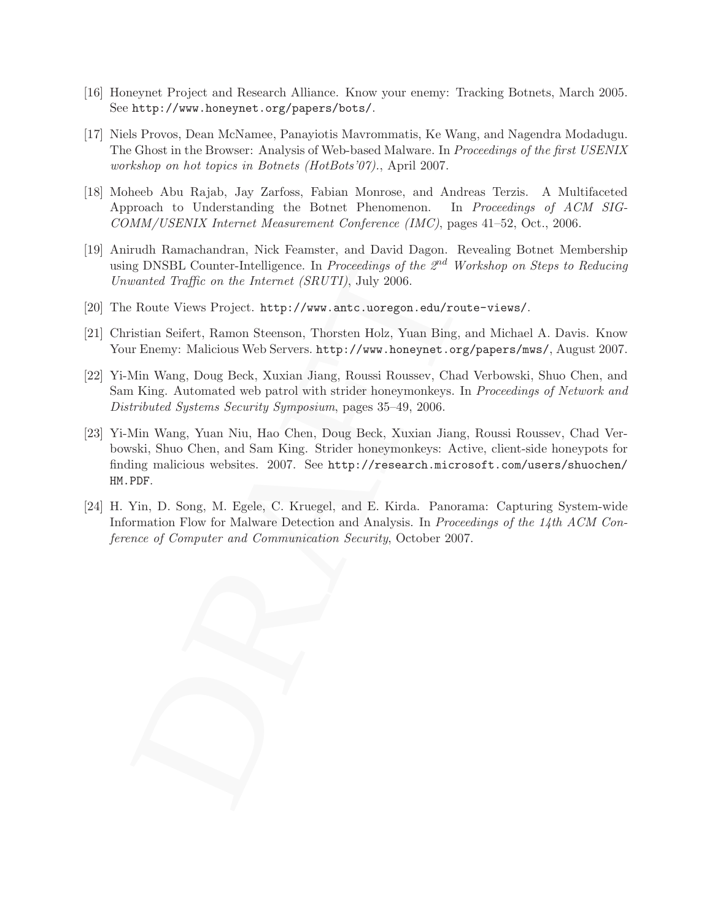[16] Honeynet Project and Research Alliance. Know your enemy: Tracking Botnets, March 2005. See http://www.honeynet.org/papers/bots/.

[17] Niels Provos, Dean McNamee, Panayiotis Mavrommatis, Ke Wang, and Nagendra Modadugu. The Ghost in the Browser: Analysis of Web-based Malware. In *Proceedings of the first USENIX workshop on hot topics in Botnets (HotBots'07).*, April 2007.

[18] Moheeb Abu Rajab, Jay Zarfoss, Fabian Monrose, and Andreas Terzis. A Multifaceted Approach to Understanding the Botnet Phenomenon. In *Proceedings of ACM SIGCOMM/USENIX Internet Measurement Conference (IMC)*, pages 41–52, Oct., 2006.

[19] Anirudh Ramachandran, Nick Feamster, and David Dagon. Revealing Botnet Membership using DNSBL Counter-Intelligence. In *Proceedings of the $2^{nd}$ Workshop on Steps to Reducing Unwanted Traffic on the Internet (SRUTI)*, July 2006.

[20] The Route Views Project. http://www.antc.uoregon.edu/route-views/.

[21] Christian Seifert, Ramon Steenson, Thorsten Holz, Yuan Bing, and Michael A. Davis. Know Your Enemy: Malicious Web Servers. http://www.honeynet.org/papers/mws/, August 2007.

[22] Yi-Min Wang, Doug Beck, Xuxian Jiang, Roussi Roussev, Chad Verbowski, Shuo Chen, and Sam King. Automated web patrol with strider honeymonkeys. In *Proceedings of Network and Distributed Systems Security Symposium*, pages 35–49, 2006.

[23] Yi-Min Wang, Yuan Niu, Hao Chen, Doug Beck, Xuxian Jiang, Roussi Roussev, Chad Verbowski, Shuo Chen, and Sam King. Strider honeymonkeys: Active, client-side honeypots for finding malicious websites. 2007. See http://research.microsoft.com/users/shuochen/HM.PDF.

[24] H. Yin, D. Song, M. Egele, C. Kruegel, and E. Kirda. Panorama: Capturing System-wide Information Flow for Malware Detection and Analysis. In *Proceedings of the 14th ACM Conference of Computer and Communication Security*, October 2007.